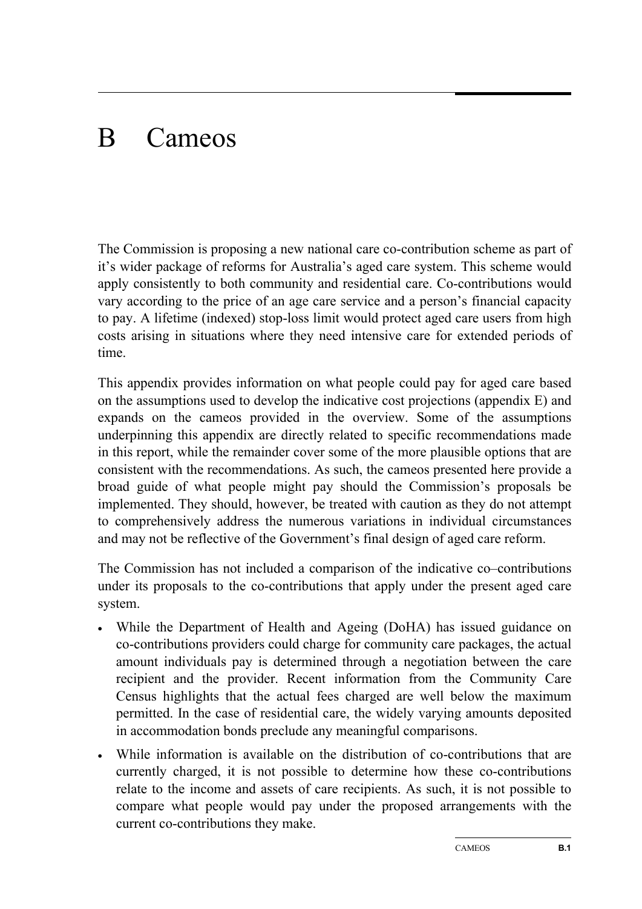# B Cameos

The Commission is proposing a new national care co-contribution scheme as part of it's wider package of reforms for Australia's aged care system. This scheme would apply consistently to both community and residential care. Co-contributions would vary according to the price of an age care service and a person's financial capacity to pay. A lifetime (indexed) stop-loss limit would protect aged care users from high costs arising in situations where they need intensive care for extended periods of time.

This appendix provides information on what people could pay for aged care based on the assumptions used to develop the indicative cost projections (appendix E) and expands on the cameos provided in the overview. Some of the assumptions underpinning this appendix are directly related to specific recommendations made in this report, while the remainder cover some of the more plausible options that are consistent with the recommendations. As such, the cameos presented here provide a broad guide of what people might pay should the Commission's proposals be implemented. They should, however, be treated with caution as they do not attempt to comprehensively address the numerous variations in individual circumstances and may not be reflective of the Government's final design of aged care reform.

The Commission has not included a comparison of the indicative co–contributions under its proposals to the co-contributions that apply under the present aged care system.

- While the Department of Health and Ageing (DoHA) has issued guidance on co-contributions providers could charge for community care packages, the actual amount individuals pay is determined through a negotiation between the care recipient and the provider. Recent information from the Community Care Census highlights that the actual fees charged are well below the maximum permitted. In the case of residential care, the widely varying amounts deposited in accommodation bonds preclude any meaningful comparisons.
- While information is available on the distribution of co-contributions that are currently charged, it is not possible to determine how these co-contributions relate to the income and assets of care recipients. As such, it is not possible to compare what people would pay under the proposed arrangements with the current co-contributions they make.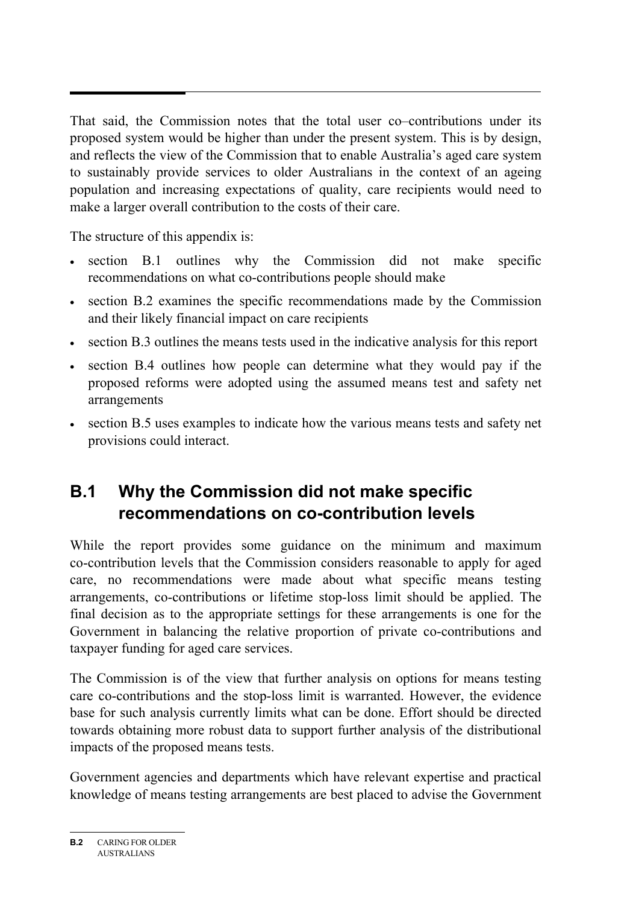That said, the Commission notes that the total user co–contributions under its proposed system would be higher than under the present system. This is by design, and reflects the view of the Commission that to enable Australia's aged care system to sustainably provide services to older Australians in the context of an ageing population and increasing expectations of quality, care recipients would need to make a larger overall contribution to the costs of their care.

The structure of this appendix is:

- section B.1 outlines why the Commission did not make specific recommendations on what co-contributions people should make
- section B.2 examines the specific recommendations made by the Commission and their likely financial impact on care recipients
- section B.3 outlines the means tests used in the indicative analysis for this report
- section B.4 outlines how people can determine what they would pay if the proposed reforms were adopted using the assumed means test and safety net arrangements
- section B.5 uses examples to indicate how the various means tests and safety net provisions could interact.

## B.1 Why the Commission did not make specific recommendations on co-contribution levels

While the report provides some guidance on the minimum and maximum co-contribution levels that the Commission considers reasonable to apply for aged care, no recommendations were made about what specific means testing arrangements, co-contributions or lifetime stop-loss limit should be applied. The final decision as to the appropriate settings for these arrangements is one for the Government in balancing the relative proportion of private co-contributions and taxpayer funding for aged care services.

The Commission is of the view that further analysis on options for means testing care co-contributions and the stop-loss limit is warranted. However, the evidence base for such analysis currently limits what can be done. Effort should be directed towards obtaining more robust data to support further analysis of the distributional impacts of the proposed means tests.

Government agencies and departments which have relevant expertise and practical knowledge of means testing arrangements are best placed to advise the Government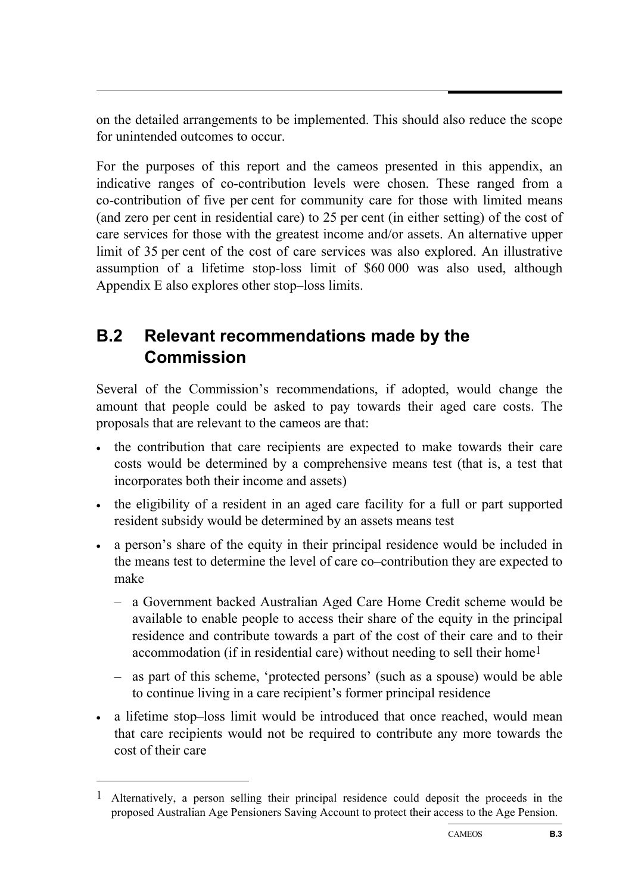on the detailed arrangements to be implemented. This should also reduce the scope for unintended outcomes to occur.

For the purposes of this report and the cameos presented in this appendix, an indicative ranges of co-contribution levels were chosen. These ranged from a co-contribution of five per cent for community care for those with limited means (and zero per cent in residential care) to 25 per cent (in either setting) of the cost of care services for those with the greatest income and/or assets. An alternative upper limit of 35 per cent of the cost of care services was also explored. An illustrative assumption of a lifetime stop-loss limit of $60 000 was also used, although Appendix E also explores other stop–loss limits.

## B.2 Relevant recommendations made by the Commission

Several of the Commission's recommendations, if adopted, would change the amount that people could be asked to pay towards their aged care costs. The proposals that are relevant to the cameos are that:

- the contribution that care recipients are expected to make towards their care costs would be determined by a comprehensive means test (that is, a test that incorporates both their income and assets)
- the eligibility of a resident in an aged care facility for a full or part supported resident subsidy would be determined by an assets means test
- a person's share of the equity in their principal residence would be included in the means test to determine the level of care co–contribution they are expected to make
  - a Government backed Australian Aged Care Home Credit scheme would be available to enable people to access their share of the equity in the principal residence and contribute towards a part of the cost of their care and to their accommodation (if in residential care) without needing to sell their home[1]
  - as part of this scheme, 'protected persons' (such as a spouse) would be able to continue living in a care recipient's former principal residence
- a lifetime stop–loss limit would be introduced that once reached, would mean that care recipients would not be required to contribute any more towards the cost of their care

[1] Alternatively, a person selling their principal residence could deposit the proceeds in the proposed Australian Age Pensioners Saving Account to protect their access to the Age Pension.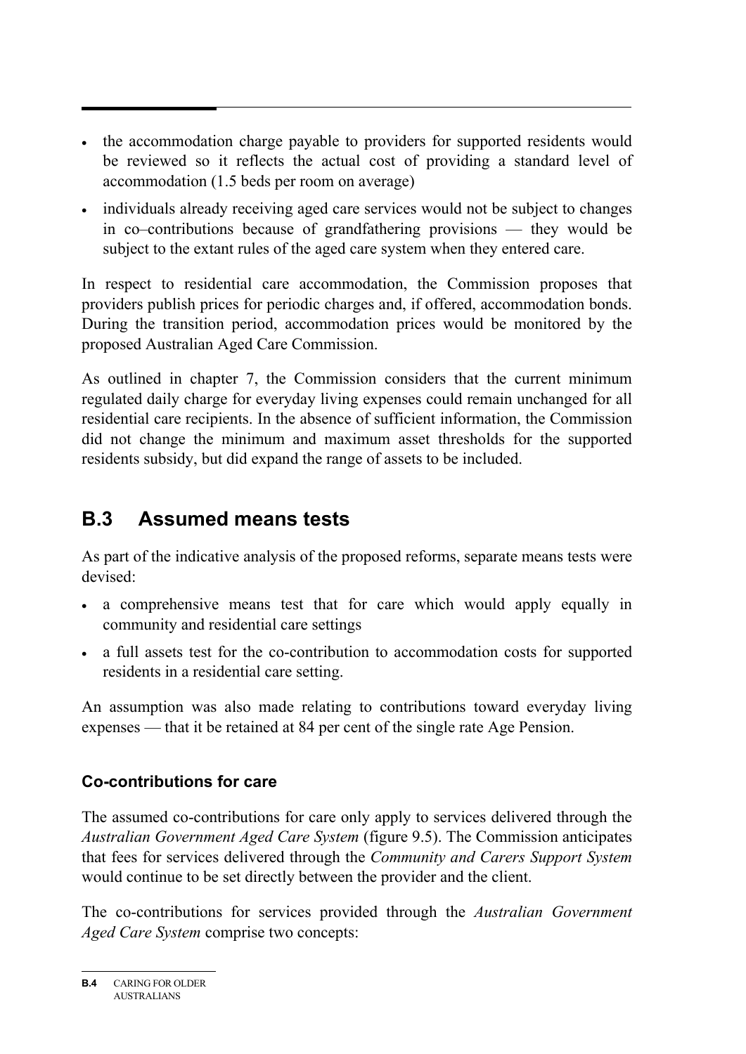- the accommodation charge payable to providers for supported residents would be reviewed so it reflects the actual cost of providing a standard level of accommodation (1.5 beds per room on average)
- individuals already receiving aged care services would not be subject to changes in co–contributions because of grandfathering provisions — they would be subject to the extant rules of the aged care system when they entered care.

In respect to residential care accommodation, the Commission proposes that providers publish prices for periodic charges and, if offered, accommodation bonds. During the transition period, accommodation prices would be monitored by the proposed Australian Aged Care Commission.

As outlined in chapter 7, the Commission considers that the current minimum regulated daily charge for everyday living expenses could remain unchanged for all residential care recipients. In the absence of sufficient information, the Commission did not change the minimum and maximum asset thresholds for the supported residents subsidy, but did expand the range of assets to be included.

## B.3 Assumed means tests

As part of the indicative analysis of the proposed reforms, separate means tests were devised:

- a comprehensive means test that for care which would apply equally in community and residential care settings
- a full assets test for the co-contribution to accommodation costs for supported residents in a residential care setting.

An assumption was also made relating to contributions toward everyday living expenses — that it be retained at 84 per cent of the single rate Age Pension.

### Co-contributions for care

The assumed co-contributions for care only apply to services delivered through the *Australian Government Aged Care System* (figure 9.5). The Commission anticipates that fees for services delivered through the *Community and Carers Support System* would continue to be set directly between the provider and the client.

The co-contributions for services provided through the *Australian Government Aged Care System* comprise two concepts: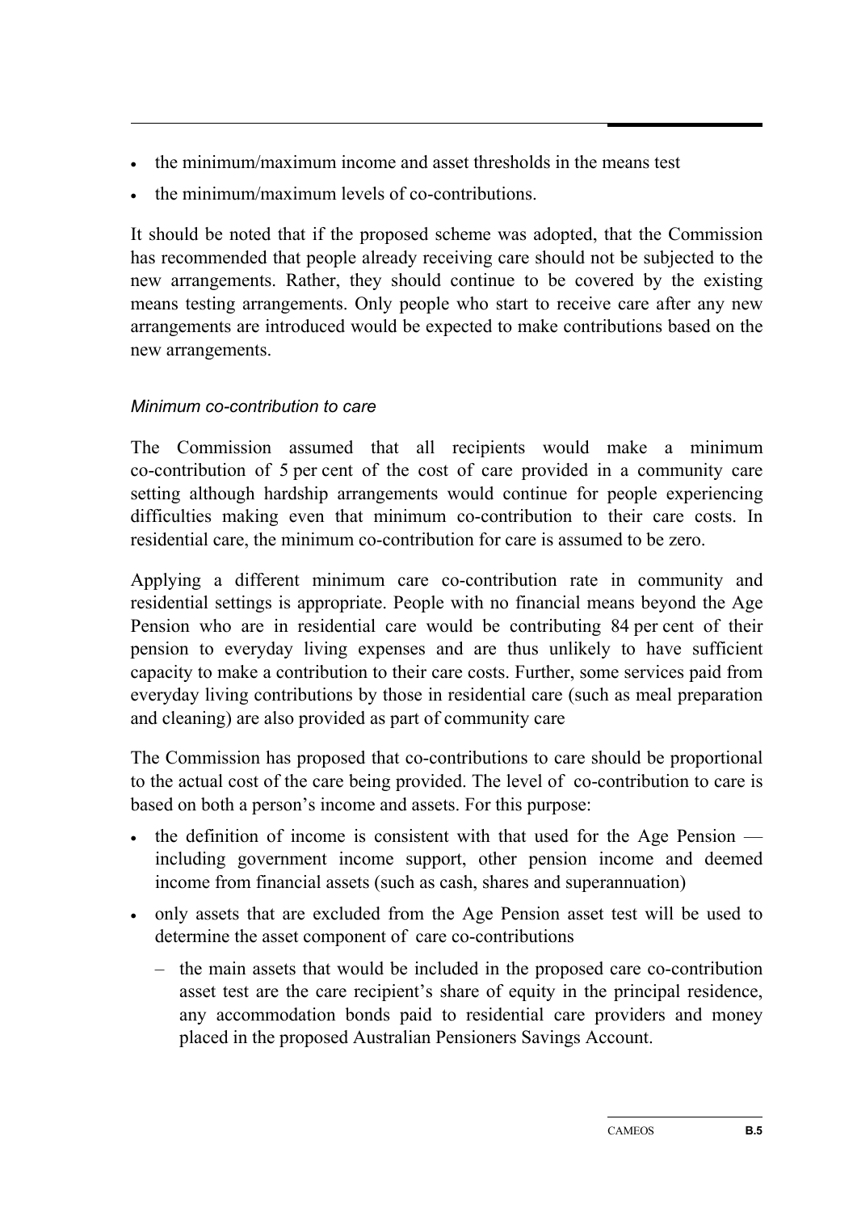- the minimum/maximum income and asset thresholds in the means test
- the minimum/maximum levels of co-contributions.

It should be noted that if the proposed scheme was adopted, that the Commission has recommended that people already receiving care should not be subjected to the new arrangements. Rather, they should continue to be covered by the existing means testing arrangements. Only people who start to receive care after any new arrangements are introduced would be expected to make contributions based on the new arrangements.

*Minimum co-contribution to care*

The Commission assumed that all recipients would make a minimum co-contribution of 5 per cent of the cost of care provided in a community care setting although hardship arrangements would continue for people experiencing difficulties making even that minimum co-contribution to their care costs. In residential care, the minimum co-contribution for care is assumed to be zero.

Applying a different minimum care co-contribution rate in community and residential settings is appropriate. People with no financial means beyond the Age Pension who are in residential care would be contributing 84 per cent of their pension to everyday living expenses and are thus unlikely to have sufficient capacity to make a contribution to their care costs. Further, some services paid from everyday living contributions by those in residential care (such as meal preparation and cleaning) are also provided as part of community care

The Commission has proposed that co-contributions to care should be proportional to the actual cost of the care being provided. The level of co-contribution to care is based on both a person's income and assets. For this purpose:

- the definition of income is consistent with that used for the Age Pension — including government income support, other pension income and deemed income from financial assets (such as cash, shares and superannuation)
- only assets that are excluded from the Age Pension asset test will be used to determine the asset component of care co-contributions
  - the main assets that would be included in the proposed care co-contribution asset test are the care recipient's share of equity in the principal residence, any accommodation bonds paid to residential care providers and money placed in the proposed Australian Pensioners Savings Account.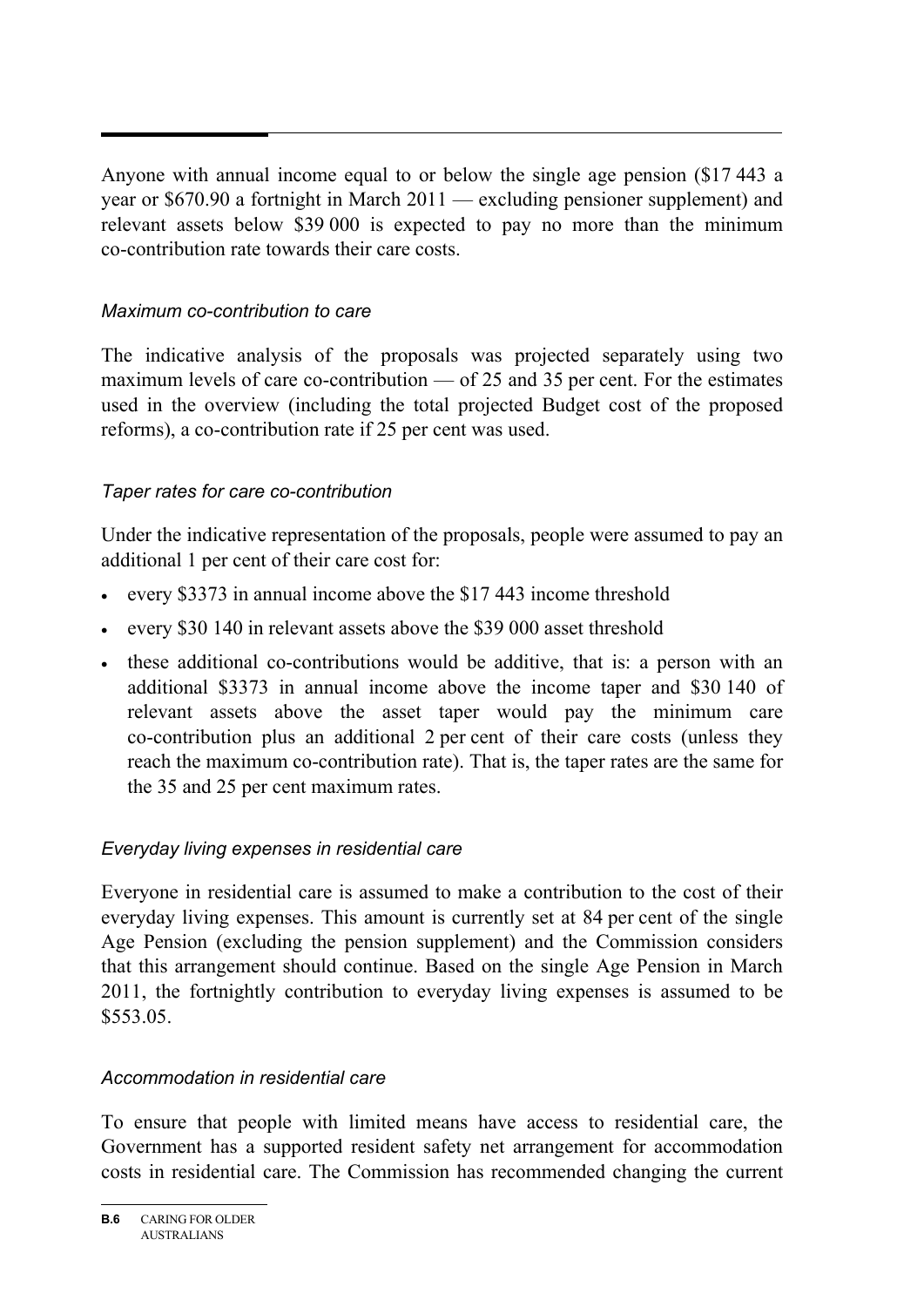Anyone with annual income equal to or below the single age pension ($17 443 a year or $670.90 a fortnight in March 2011 — excluding pensioner supplement) and relevant assets below $39 000 is expected to pay no more than the minimum co-contribution rate towards their care costs.

*Maximum co-contribution to care*

The indicative analysis of the proposals was projected separately using two maximum levels of care co-contribution — of 25 and 35 per cent. For the estimates used in the overview (including the total projected Budget cost of the proposed reforms), a co-contribution rate if 25 per cent was used.

*Taper rates for care co-contribution*

Under the indicative representation of the proposals, people were assumed to pay an additional 1 per cent of their care cost for:

- every $3373 in annual income above the $17 443 income threshold
- every $30 140 in relevant assets above the $39 000 asset threshold
- these additional co-contributions would be additive, that is: a person with an additional $3373 in annual income above the income taper and $30 140 of relevant assets above the asset taper would pay the minimum care co-contribution plus an additional 2 per cent of their care costs (unless they reach the maximum co-contribution rate). That is, the taper rates are the same for the 35 and 25 per cent maximum rates.

*Everyday living expenses in residential care*

Everyone in residential care is assumed to make a contribution to the cost of their everyday living expenses. This amount is currently set at 84 per cent of the single Age Pension (excluding the pension supplement) and the Commission considers that this arrangement should continue. Based on the single Age Pension in March 2011, the fortnightly contribution to everyday living expenses is assumed to be $553.05.

*Accommodation in residential care*

To ensure that people with limited means have access to residential care, the Government has a supported resident safety net arrangement for accommodation costs in residential care. The Commission has recommended changing the current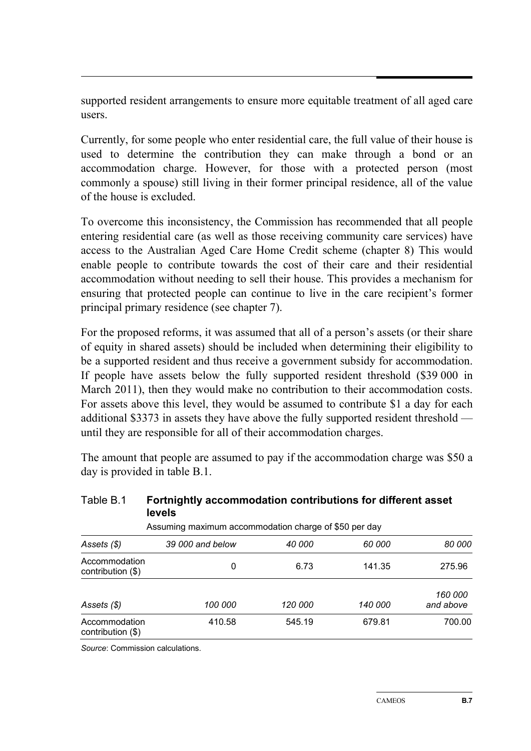supported resident arrangements to ensure more equitable treatment of all aged care users.

Currently, for some people who enter residential care, the full value of their house is used to determine the contribution they can make through a bond or an accommodation charge. However, for those with a protected person (most commonly a spouse) still living in their former principal residence, all of the value of the house is excluded.

To overcome this inconsistency, the Commission has recommended that all people entering residential care (as well as those receiving community care services) have access to the Australian Aged Care Home Credit scheme (chapter 8) This would enable people to contribute towards the cost of their care and their residential accommodation without needing to sell their house. This provides a mechanism for ensuring that protected people can continue to live in the care recipient's former principal primary residence (see chapter 7).

For the proposed reforms, it was assumed that all of a person's assets (or their share of equity in shared assets) should be included when determining their eligibility to be a supported resident and thus receive a government subsidy for accommodation. If people have assets below the fully supported resident threshold ($39 000 in March 2011), then they would make no contribution to their accommodation costs. For assets above this level, they would be assumed to contribute $1 a day for each additional $3373 in assets they have above the fully supported resident threshold — until they are responsible for all of their accommodation charges.

The amount that people are assumed to pay if the accommodation charge was $50 a day is provided in table B.1.

Table B.1 **Fortnightly accommodation contributions for different asset levels**

Assuming maximum accommodation charge of $50 per day

| *Assets ($)* | *39 000 and below* | *40 000* | *60 000* | *80 000* |
|---|---|---|---|---|
| Accommodation contribution ($) | 0 | 6.73 | 141.35 | 275.96 |
| *Assets ($)* | *100 000* | *120 000* | *140 000* | *160 000 and above* |
| Accommodation contribution ($) | 410.58 | 545.19 | 679.81 | 700.00 |

*Source*: Commission calculations.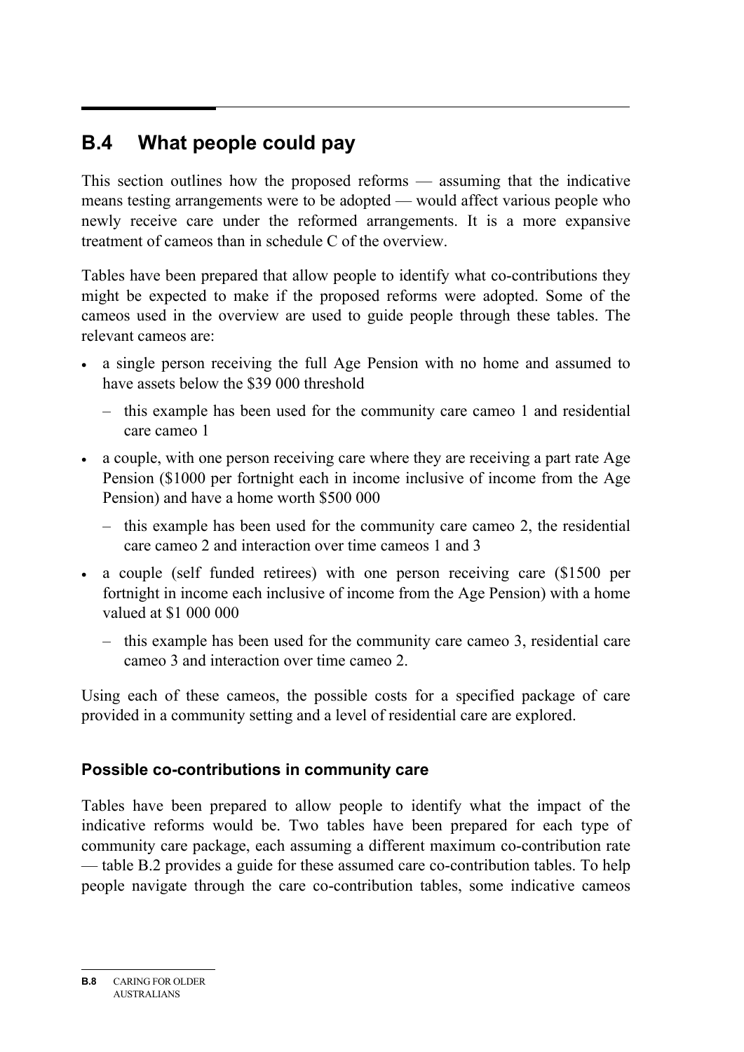## B.4 What people could pay

This section outlines how the proposed reforms — assuming that the indicative means testing arrangements were to be adopted — would affect various people who newly receive care under the reformed arrangements. It is a more expansive treatment of cameos than in schedule C of the overview.

Tables have been prepared that allow people to identify what co-contributions they might be expected to make if the proposed reforms were adopted. Some of the cameos used in the overview are used to guide people through these tables. The relevant cameos are:

- a single person receiving the full Age Pension with no home and assumed to have assets below the \$39 000 threshold
  - this example has been used for the community care cameo 1 and residential care cameo 1
- a couple, with one person receiving care where they are receiving a part rate Age Pension (\$1000 per fortnight each in income inclusive of income from the Age Pension) and have a home worth \$500 000
  - this example has been used for the community care cameo 2, the residential care cameo 2 and interaction over time cameos 1 and 3
- a couple (self funded retirees) with one person receiving care (\$1500 per fortnight in income each inclusive of income from the Age Pension) with a home valued at \$1 000 000
  - this example has been used for the community care cameo 3, residential care cameo 3 and interaction over time cameo 2.

Using each of these cameos, the possible costs for a specified package of care provided in a community setting and a level of residential care are explored.

### Possible co-contributions in community care

Tables have been prepared to allow people to identify what the impact of the indicative reforms would be. Two tables have been prepared for each type of community care package, each assuming a different maximum co-contribution rate — table B.2 provides a guide for these assumed care co-contribution tables. To help people navigate through the care co-contribution tables, some indicative cameos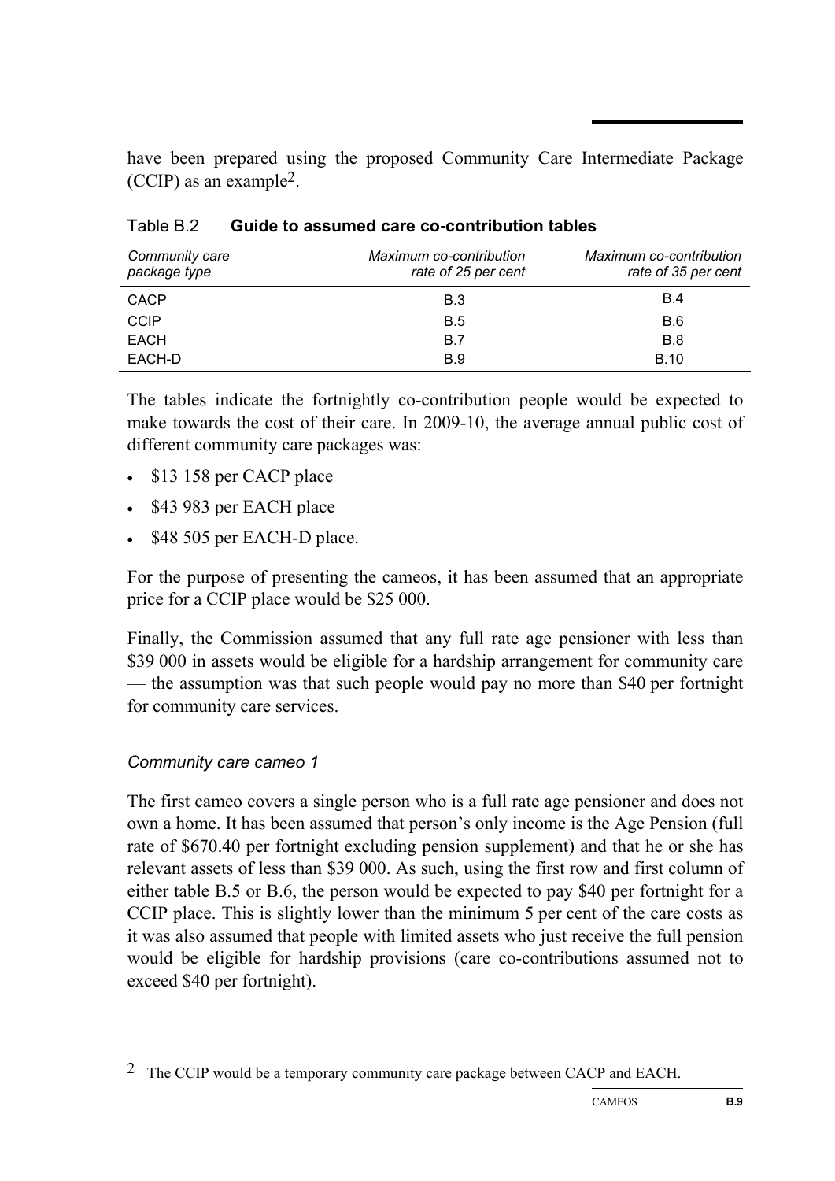have been prepared using the proposed Community Care Intermediate Package (CCIP) as an example[2].

Table B.2 **Guide to assumed care co-contribution tables**

| *Community care package type* | *Maximum co-contribution rate of 25 per cent* | *Maximum co-contribution rate of 35 per cent* |
|---|---|---|
| CACP | B.3 | B.4 |
| CCIP | B.5 | B.6 |
| EACH | B.7 | B.8 |
| EACH-D | B.9 | B.10 |

The tables indicate the fortnightly co-contribution people would be expected to make towards the cost of their care. In 2009-10, the average annual public cost of different community care packages was:

- $13 158 per CACP place
- $43 983 per EACH place
- $48 505 per EACH-D place.

For the purpose of presenting the cameos, it has been assumed that an appropriate price for a CCIP place would be $25 000.

Finally, the Commission assumed that any full rate age pensioner with less than $39 000 in assets would be eligible for a hardship arrangement for community care — the assumption was that such people would pay no more than $40 per fortnight for community care services.

### *Community care cameo 1*

The first cameo covers a single person who is a full rate age pensioner and does not own a home. It has been assumed that person's only income is the Age Pension (full rate of $670.40 per fortnight excluding pension supplement) and that he or she has relevant assets of less than $39 000. As such, using the first row and first column of either table B.5 or B.6, the person would be expected to pay $40 per fortnight for a CCIP place. This is slightly lower than the minimum 5 per cent of the care costs as it was also assumed that people with limited assets who just receive the full pension would be eligible for hardship provisions (care co-contributions assumed not to exceed $40 per fortnight).

---

[2] The CCIP would be a temporary community care package between CACP and EACH.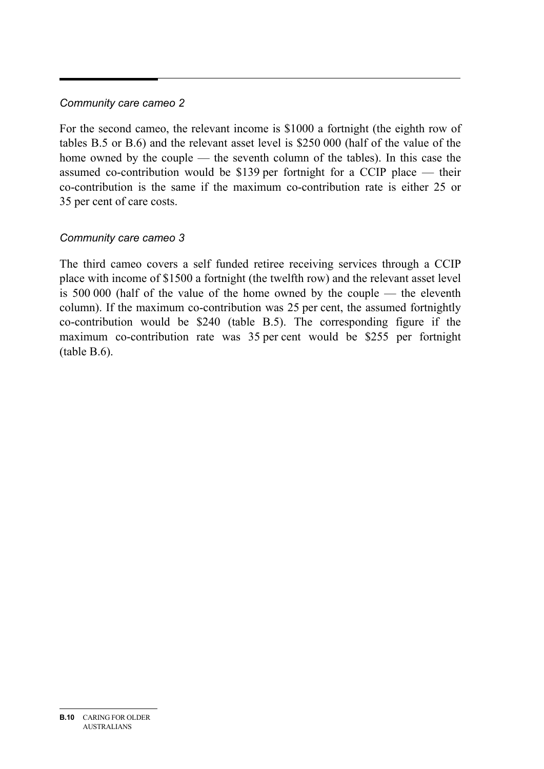*Community care cameo 2*

For the second cameo, the relevant income is $1000 a fortnight (the eighth row of tables B.5 or B.6) and the relevant asset level is $250 000 (half of the value of the home owned by the couple — the seventh column of the tables). In this case the assumed co-contribution would be $139 per fortnight for a CCIP place — their co-contribution is the same if the maximum co-contribution rate is either 25 or 35 per cent of care costs.

*Community care cameo 3*

The third cameo covers a self funded retiree receiving services through a CCIP place with income of $1500 a fortnight (the twelfth row) and the relevant asset level is 500 000 (half of the value of the home owned by the couple — the eleventh column). If the maximum co-contribution was 25 per cent, the assumed fortnightly co-contribution would be $240 (table B.5). The corresponding figure if the maximum co-contribution rate was 35 per cent would be $255 per fortnight (table B.6).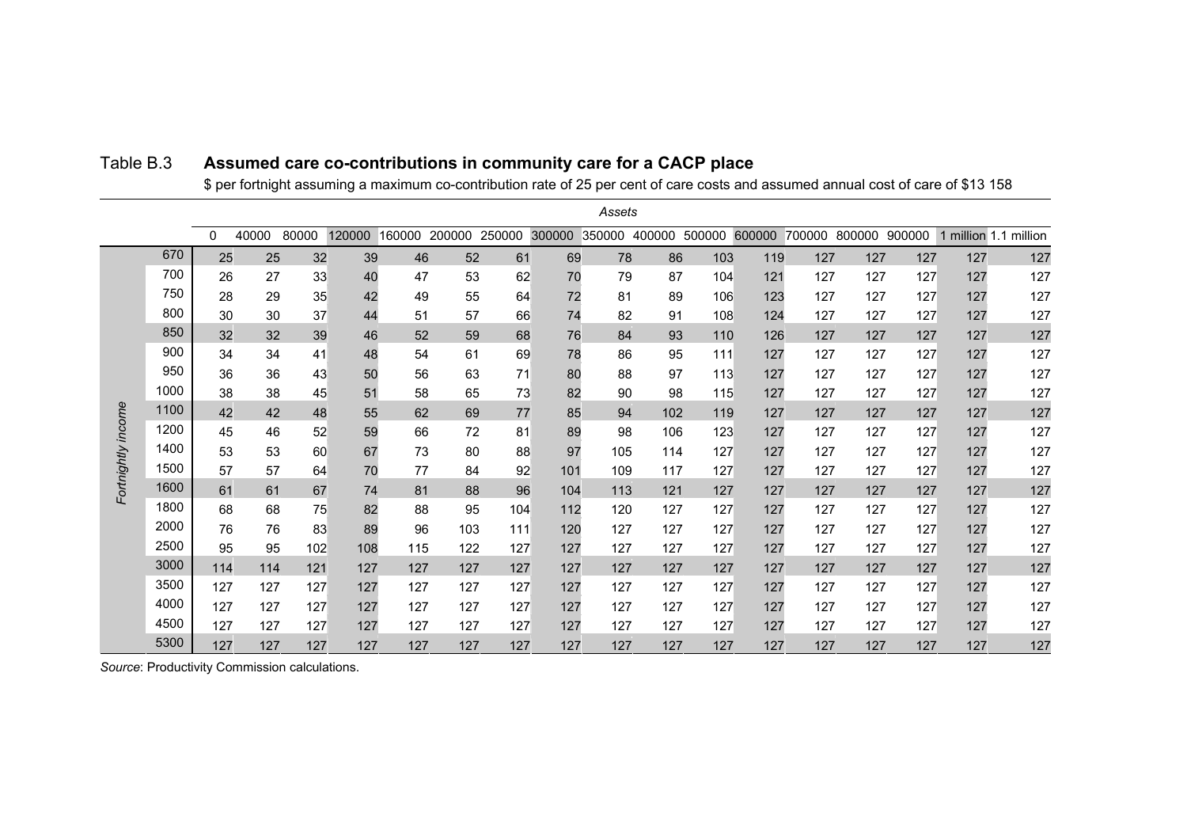Table B.3 **Assumed care co-contributions in community care for a CACP place**

$ per fortnight assuming a maximum co-contribution rate of 25 per cent of care costs and assumed annual cost of care of $13 158

| | | *Assets* | | | | | | | | | | | | | | | | |
|---|---|---|---|---|---|---|---|---|---|---|---|---|---|---|---|---|---|---|
| | | 0 | 40000 | 80000 | 120000 | 160000 | 200000 | 250000 | 300000 | 350000 | 400000 | 500000 | 600000 | 700000 | 800000 | 900000 | 1 million | 1.1 million |
| *Fortnightly income* | 670 | 25 | 25 | 32 | 39 | 46 | 52 | 61 | 69 | 78 | 86 | 103 | 119 | 127 | 127 | 127 | 127 | 127 |
| | 700 | 26 | 27 | 33 | 40 | 47 | 53 | 62 | 70 | 79 | 87 | 104 | 121 | 127 | 127 | 127 | 127 | 127 |
| | 750 | 28 | 29 | 35 | 42 | 49 | 55 | 64 | 72 | 81 | 89 | 106 | 123 | 127 | 127 | 127 | 127 | 127 |
| | 800 | 30 | 30 | 37 | 44 | 51 | 57 | 66 | 74 | 82 | 91 | 108 | 124 | 127 | 127 | 127 | 127 | 127 |
| | 850 | 32 | 32 | 39 | 46 | 52 | 59 | 68 | 76 | 84 | 93 | 110 | 126 | 127 | 127 | 127 | 127 | 127 |
| | 900 | 34 | 34 | 41 | 48 | 54 | 61 | 69 | 78 | 86 | 95 | 111 | 127 | 127 | 127 | 127 | 127 | 127 |
| | 950 | 36 | 36 | 43 | 50 | 56 | 63 | 71 | 80 | 88 | 97 | 113 | 127 | 127 | 127 | 127 | 127 | 127 |
| | 1000 | 38 | 38 | 45 | 51 | 58 | 65 | 73 | 82 | 90 | 98 | 115 | 127 | 127 | 127 | 127 | 127 | 127 |
| | 1100 | 42 | 42 | 48 | 55 | 62 | 69 | 77 | 85 | 94 | 102 | 119 | 127 | 127 | 127 | 127 | 127 | 127 |
| | 1200 | 45 | 46 | 52 | 59 | 66 | 72 | 81 | 89 | 98 | 106 | 123 | 127 | 127 | 127 | 127 | 127 | 127 |
| | 1400 | 53 | 53 | 60 | 67 | 73 | 80 | 88 | 97 | 105 | 114 | 127 | 127 | 127 | 127 | 127 | 127 | 127 |
| | 1500 | 57 | 57 | 64 | 70 | 77 | 84 | 92 | 101 | 109 | 117 | 127 | 127 | 127 | 127 | 127 | 127 | 127 |
| | 1600 | 61 | 61 | 67 | 74 | 81 | 88 | 96 | 104 | 113 | 121 | 127 | 127 | 127 | 127 | 127 | 127 | 127 |
| | 1800 | 68 | 68 | 75 | 82 | 88 | 95 | 104 | 112 | 120 | 127 | 127 | 127 | 127 | 127 | 127 | 127 | 127 |
| | 2000 | 76 | 76 | 83 | 89 | 96 | 103 | 111 | 120 | 127 | 127 | 127 | 127 | 127 | 127 | 127 | 127 | 127 |
| | 2500 | 95 | 95 | 102 | 108 | 115 | 122 | 127 | 127 | 127 | 127 | 127 | 127 | 127 | 127 | 127 | 127 | 127 |
| | 3000 | 114 | 114 | 121 | 127 | 127 | 127 | 127 | 127 | 127 | 127 | 127 | 127 | 127 | 127 | 127 | 127 | 127 |
| | 3500 | 127 | 127 | 127 | 127 | 127 | 127 | 127 | 127 | 127 | 127 | 127 | 127 | 127 | 127 | 127 | 127 | 127 |
| | 4000 | 127 | 127 | 127 | 127 | 127 | 127 | 127 | 127 | 127 | 127 | 127 | 127 | 127 | 127 | 127 | 127 | 127 |
| | 4500 | 127 | 127 | 127 | 127 | 127 | 127 | 127 | 127 | 127 | 127 | 127 | 127 | 127 | 127 | 127 | 127 | 127 |
| | 5300 | 127 | 127 | 127 | 127 | 127 | 127 | 127 | 127 | 127 | 127 | 127 | 127 | 127 | 127 | 127 | 127 | 127 |

*Source*: Productivity Commission calculations.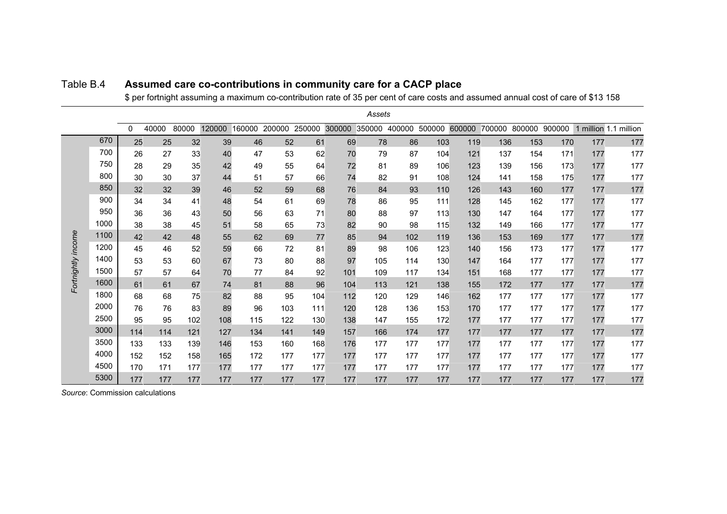Table B.4 **Assumed care co-contributions in community care for a CACP place**

$ per fortnight assuming a maximum co-contribution rate of 35 per cent of care costs and assumed annual cost of care of $13 158

| | Assets | | | | | | | | | | | | | | | | |
|---|---|---|---|---|---|---|---|---|---|---|---|---|---|---|---|---|---|
| *Fortnightly income* | 0 | 40000 | 80000 | 120000 | 160000 | 200000 | 250000 | 300000 | 350000 | 400000 | 500000 | 600000 | 700000 | 800000 | 900000 | 1 million | 1.1 million |
| 670 | 25 | 25 | 32 | 39 | 46 | 52 | 61 | 69 | 78 | 86 | 103 | 119 | 136 | 153 | 170 | 177 | 177 |
| 700 | 26 | 27 | 33 | 40 | 47 | 53 | 62 | 70 | 79 | 87 | 104 | 121 | 137 | 154 | 171 | 177 | 177 |
| 750 | 28 | 29 | 35 | 42 | 49 | 55 | 64 | 72 | 81 | 89 | 106 | 123 | 139 | 156 | 173 | 177 | 177 |
| 800 | 30 | 30 | 37 | 44 | 51 | 57 | 66 | 74 | 82 | 91 | 108 | 124 | 141 | 158 | 175 | 177 | 177 |
| 850 | 32 | 32 | 39 | 46 | 52 | 59 | 68 | 76 | 84 | 93 | 110 | 126 | 143 | 160 | 177 | 177 | 177 |
| 900 | 34 | 34 | 41 | 48 | 54 | 61 | 69 | 78 | 86 | 95 | 111 | 128 | 145 | 162 | 177 | 177 | 177 |
| 950 | 36 | 36 | 43 | 50 | 56 | 63 | 71 | 80 | 88 | 97 | 113 | 130 | 147 | 164 | 177 | 177 | 177 |
| 1000 | 38 | 38 | 45 | 51 | 58 | 65 | 73 | 82 | 90 | 98 | 115 | 132 | 149 | 166 | 177 | 177 | 177 |
| 1100 | 42 | 42 | 48 | 55 | 62 | 69 | 77 | 85 | 94 | 102 | 119 | 136 | 153 | 169 | 177 | 177 | 177 |
| 1200 | 45 | 46 | 52 | 59 | 66 | 72 | 81 | 89 | 98 | 106 | 123 | 140 | 156 | 173 | 177 | 177 | 177 |
| 1400 | 53 | 53 | 60 | 67 | 73 | 80 | 88 | 97 | 105 | 114 | 130 | 147 | 164 | 177 | 177 | 177 | 177 |
| 1500 | 57 | 57 | 64 | 70 | 77 | 84 | 92 | 101 | 109 | 117 | 134 | 151 | 168 | 177 | 177 | 177 | 177 |
| 1600 | 61 | 61 | 67 | 74 | 81 | 88 | 96 | 104 | 113 | 121 | 138 | 155 | 172 | 177 | 177 | 177 | 177 |
| 1800 | 68 | 68 | 75 | 82 | 88 | 95 | 104 | 112 | 120 | 129 | 146 | 162 | 177 | 177 | 177 | 177 | 177 |
| 2000 | 76 | 76 | 83 | 89 | 96 | 103 | 111 | 120 | 128 | 136 | 153 | 170 | 177 | 177 | 177 | 177 | 177 |
| 2500 | 95 | 95 | 102 | 108 | 115 | 122 | 130 | 138 | 147 | 155 | 172 | 177 | 177 | 177 | 177 | 177 | 177 |
| 3000 | 114 | 114 | 121 | 127 | 134 | 141 | 149 | 157 | 166 | 174 | 177 | 177 | 177 | 177 | 177 | 177 | 177 |
| 3500 | 133 | 133 | 139 | 146 | 153 | 160 | 168 | 176 | 177 | 177 | 177 | 177 | 177 | 177 | 177 | 177 | 177 |
| 4000 | 152 | 152 | 158 | 165 | 172 | 177 | 177 | 177 | 177 | 177 | 177 | 177 | 177 | 177 | 177 | 177 | 177 |
| 4500 | 170 | 171 | 177 | 177 | 177 | 177 | 177 | 177 | 177 | 177 | 177 | 177 | 177 | 177 | 177 | 177 | 177 |
| 5300 | 177 | 177 | 177 | 177 | 177 | 177 | 177 | 177 | 177 | 177 | 177 | 177 | 177 | 177 | 177 | 177 | 177 |

*Source*: Commission calculations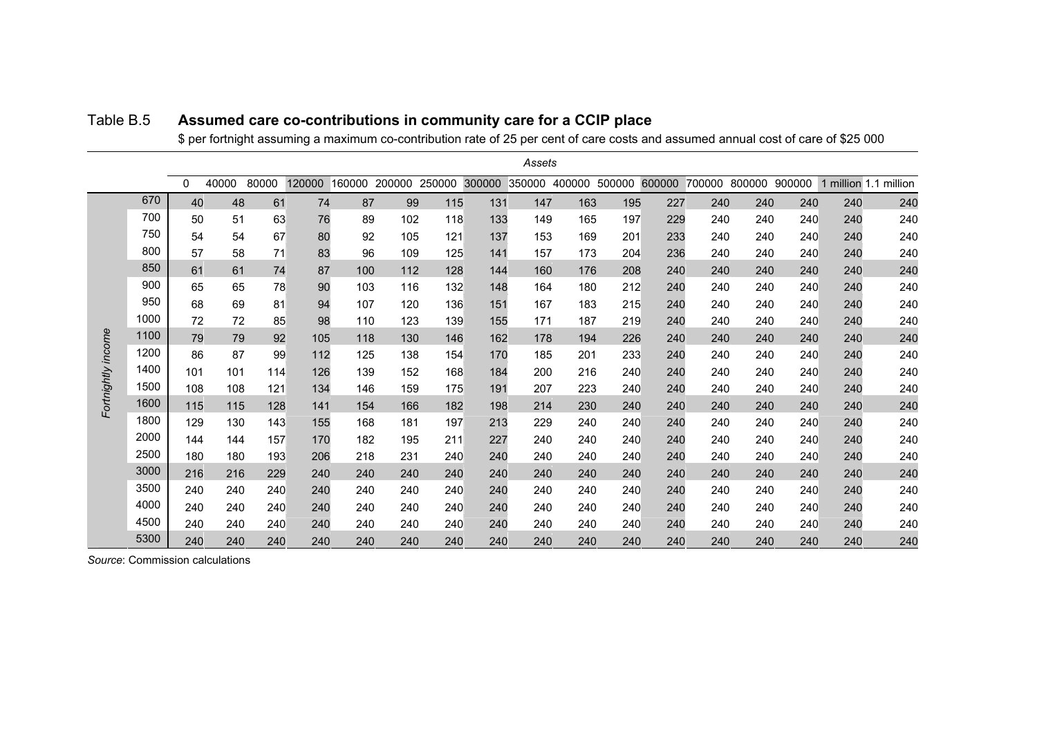Table B.5 **Assumed care co-contributions in community care for a CCIP place**

$ per fortnight assuming a maximum co-contribution rate of 25 per cent of care costs and assumed annual cost of care of $25 000

| | | *Assets* | | | | | | | | | | | | | | | | |
|---|---|---|---|---|---|---|---|---|---|---|---|---|---|---|---|---|---|---|
| | | 0 | 40000 | 80000 | 120000 | 160000 | 200000 | 250000 | 300000 | 350000 | 400000 | 500000 | 600000 | 700000 | 800000 | 900000 | 1 million | 1.1 million |
| *Fortnightly income* | 670 | 40 | 48 | 61 | 74 | 87 | 99 | 115 | 131 | 147 | 163 | 195 | 227 | 240 | 240 | 240 | 240 | 240 |
| | 700 | 50 | 51 | 63 | 76 | 89 | 102 | 118 | 133 | 149 | 165 | 197 | 229 | 240 | 240 | 240 | 240 | 240 |
| | 750 | 54 | 54 | 67 | 80 | 92 | 105 | 121 | 137 | 153 | 169 | 201 | 233 | 240 | 240 | 240 | 240 | 240 |
| | 800 | 57 | 58 | 71 | 83 | 96 | 109 | 125 | 141 | 157 | 173 | 204 | 236 | 240 | 240 | 240 | 240 | 240 |
| | 850 | 61 | 61 | 74 | 87 | 100 | 112 | 128 | 144 | 160 | 176 | 208 | 240 | 240 | 240 | 240 | 240 | 240 |
| | 900 | 65 | 65 | 78 | 90 | 103 | 116 | 132 | 148 | 164 | 180 | 212 | 240 | 240 | 240 | 240 | 240 | 240 |
| | 950 | 68 | 69 | 81 | 94 | 107 | 120 | 136 | 151 | 167 | 183 | 215 | 240 | 240 | 240 | 240 | 240 | 240 |
| | 1000 | 72 | 72 | 85 | 98 | 110 | 123 | 139 | 155 | 171 | 187 | 219 | 240 | 240 | 240 | 240 | 240 | 240 |
| | 1100 | 79 | 79 | 92 | 105 | 118 | 130 | 146 | 162 | 178 | 194 | 226 | 240 | 240 | 240 | 240 | 240 | 240 |
| | 1200 | 86 | 87 | 99 | 112 | 125 | 138 | 154 | 170 | 185 | 201 | 233 | 240 | 240 | 240 | 240 | 240 | 240 |
| | 1400 | 101 | 101 | 114 | 126 | 139 | 152 | 168 | 184 | 200 | 216 | 240 | 240 | 240 | 240 | 240 | 240 | 240 |
| | 1500 | 108 | 108 | 121 | 134 | 146 | 159 | 175 | 191 | 207 | 223 | 240 | 240 | 240 | 240 | 240 | 240 | 240 |
| | 1600 | 115 | 115 | 128 | 141 | 154 | 166 | 182 | 198 | 214 | 230 | 240 | 240 | 240 | 240 | 240 | 240 | 240 |
| | 1800 | 129 | 130 | 143 | 155 | 168 | 181 | 197 | 213 | 229 | 240 | 240 | 240 | 240 | 240 | 240 | 240 | 240 |
| | 2000 | 144 | 144 | 157 | 170 | 182 | 195 | 211 | 227 | 240 | 240 | 240 | 240 | 240 | 240 | 240 | 240 | 240 |
| | 2500 | 180 | 180 | 193 | 206 | 218 | 231 | 240 | 240 | 240 | 240 | 240 | 240 | 240 | 240 | 240 | 240 | 240 |
| | 3000 | 216 | 216 | 229 | 240 | 240 | 240 | 240 | 240 | 240 | 240 | 240 | 240 | 240 | 240 | 240 | 240 | 240 |
| | 3500 | 240 | 240 | 240 | 240 | 240 | 240 | 240 | 240 | 240 | 240 | 240 | 240 | 240 | 240 | 240 | 240 | 240 |
| | 4000 | 240 | 240 | 240 | 240 | 240 | 240 | 240 | 240 | 240 | 240 | 240 | 240 | 240 | 240 | 240 | 240 | 240 |
| | 4500 | 240 | 240 | 240 | 240 | 240 | 240 | 240 | 240 | 240 | 240 | 240 | 240 | 240 | 240 | 240 | 240 | 240 |
| | 5300 | 240 | 240 | 240 | 240 | 240 | 240 | 240 | 240 | 240 | 240 | 240 | 240 | 240 | 240 | 240 | 240 | 240 |

*Source*: Commission calculations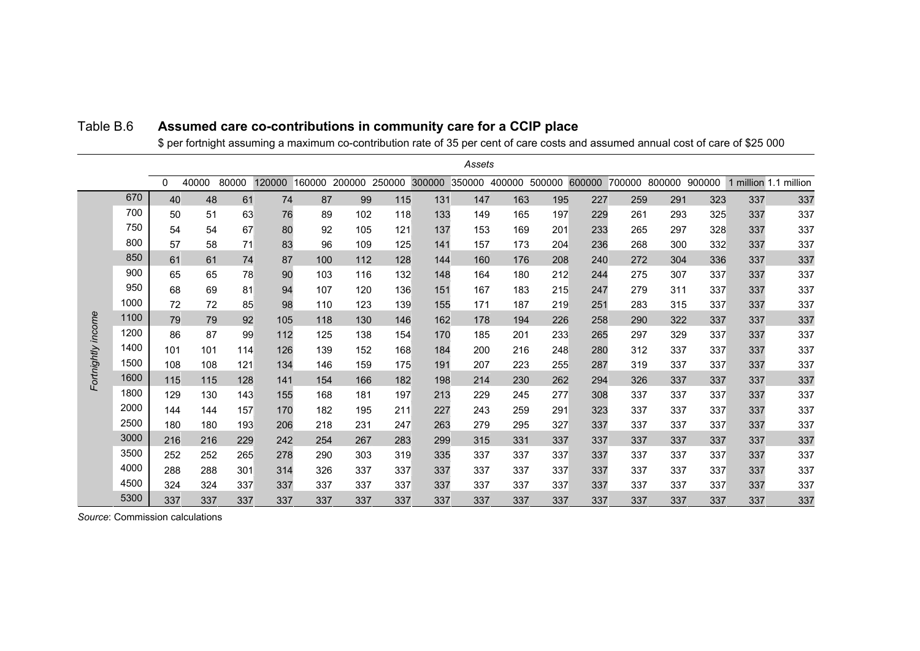Table B.6 **Assumed care co-contributions in community care for a CCIP place**

$ per fortnight assuming a maximum co-contribution rate of 35 per cent of care costs and assumed annual cost of care of $25 000

| | | Assets | | | | | | | | | | | | | | | | |
|---|---|---|---|---|---|---|---|---|---|---|---|---|---|---|---|---|---|---|
| | | 0 | 40000 | 80000 | 120000 | 160000 | 200000 | 250000 | 300000 | 350000 | 400000 | 500000 | 600000 | 700000 | 800000 | 900000 | 1 million | 1.1 million |
| *Fortnightly income* | 670 | 40 | 48 | 61 | 74 | 87 | 99 | 115 | 131 | 147 | 163 | 195 | 227 | 259 | 291 | 323 | 337 | 337 |
| | 700 | 50 | 51 | 63 | 76 | 89 | 102 | 118 | 133 | 149 | 165 | 197 | 229 | 261 | 293 | 325 | 337 | 337 |
| | 750 | 54 | 54 | 67 | 80 | 92 | 105 | 121 | 137 | 153 | 169 | 201 | 233 | 265 | 297 | 328 | 337 | 337 |
| | 800 | 57 | 58 | 71 | 83 | 96 | 109 | 125 | 141 | 157 | 173 | 204 | 236 | 268 | 300 | 332 | 337 | 337 |
| | 850 | 61 | 61 | 74 | 87 | 100 | 112 | 128 | 144 | 160 | 176 | 208 | 240 | 272 | 304 | 336 | 337 | 337 |
| | 900 | 65 | 65 | 78 | 90 | 103 | 116 | 132 | 148 | 164 | 180 | 212 | 244 | 275 | 307 | 337 | 337 | 337 |
| | 950 | 68 | 69 | 81 | 94 | 107 | 120 | 136 | 151 | 167 | 183 | 215 | 247 | 279 | 311 | 337 | 337 | 337 |
| | 1000 | 72 | 72 | 85 | 98 | 110 | 123 | 139 | 155 | 171 | 187 | 219 | 251 | 283 | 315 | 337 | 337 | 337 |
| | 1100 | 79 | 79 | 92 | 105 | 118 | 130 | 146 | 162 | 178 | 194 | 226 | 258 | 290 | 322 | 337 | 337 | 337 |
| | 1200 | 86 | 87 | 99 | 112 | 125 | 138 | 154 | 170 | 185 | 201 | 233 | 265 | 297 | 329 | 337 | 337 | 337 |
| | 1400 | 101 | 101 | 114 | 126 | 139 | 152 | 168 | 184 | 200 | 216 | 248 | 280 | 312 | 337 | 337 | 337 | 337 |
| | 1500 | 108 | 108 | 121 | 134 | 146 | 159 | 175 | 191 | 207 | 223 | 255 | 287 | 319 | 337 | 337 | 337 | 337 |
| | 1600 | 115 | 115 | 128 | 141 | 154 | 166 | 182 | 198 | 214 | 230 | 262 | 294 | 326 | 337 | 337 | 337 | 337 |
| | 1800 | 129 | 130 | 143 | 155 | 168 | 181 | 197 | 213 | 229 | 245 | 277 | 308 | 337 | 337 | 337 | 337 | 337 |
| | 2000 | 144 | 144 | 157 | 170 | 182 | 195 | 211 | 227 | 243 | 259 | 291 | 323 | 337 | 337 | 337 | 337 | 337 |
| | 2500 | 180 | 180 | 193 | 206 | 218 | 231 | 247 | 263 | 279 | 295 | 327 | 337 | 337 | 337 | 337 | 337 | 337 |
| | 3000 | 216 | 216 | 229 | 242 | 254 | 267 | 283 | 299 | 315 | 331 | 337 | 337 | 337 | 337 | 337 | 337 | 337 |
| | 3500 | 252 | 252 | 265 | 278 | 290 | 303 | 319 | 335 | 337 | 337 | 337 | 337 | 337 | 337 | 337 | 337 | 337 |
| | 4000 | 288 | 288 | 301 | 314 | 326 | 337 | 337 | 337 | 337 | 337 | 337 | 337 | 337 | 337 | 337 | 337 | 337 |
| | 4500 | 324 | 324 | 337 | 337 | 337 | 337 | 337 | 337 | 337 | 337 | 337 | 337 | 337 | 337 | 337 | 337 | 337 |
| | 5300 | 337 | 337 | 337 | 337 | 337 | 337 | 337 | 337 | 337 | 337 | 337 | 337 | 337 | 337 | 337 | 337 | 337 |

*Source*: Commission calculations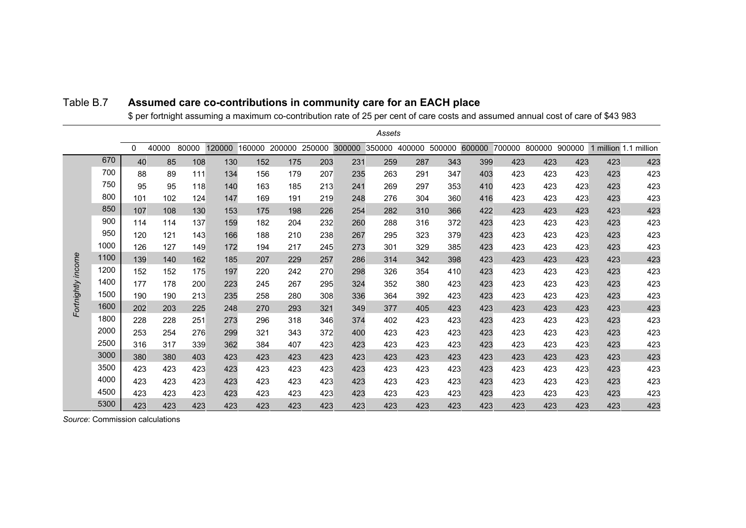## Table B.7 **Assumed care co-contributions in community care for an EACH place**

$ per fortnight assuming a maximum co-contribution rate of 25 per cent of care costs and assumed annual cost of care of $43 983

| | Assets | | | | | | | | | | | | | | | | |
|---|---|---|---|---|---|---|---|---|---|---|---|---|---|---|---|---|---|
| *Fortnightly income* | 0 | 40000 | 80000 | 120000 | 160000 | 200000 | 250000 | 300000 | 350000 | 400000 | 500000 | 600000 | 700000 | 800000 | 900000 | 1 million | 1.1 million |
| 670 | 40 | 85 | 108 | 130 | 152 | 175 | 203 | 231 | 259 | 287 | 343 | 399 | 423 | 423 | 423 | 423 | 423 |
| 700 | 88 | 89 | 111 | 134 | 156 | 179 | 207 | 235 | 263 | 291 | 347 | 403 | 423 | 423 | 423 | 423 | 423 |
| 750 | 95 | 95 | 118 | 140 | 163 | 185 | 213 | 241 | 269 | 297 | 353 | 410 | 423 | 423 | 423 | 423 | 423 |
| 800 | 101 | 102 | 124 | 147 | 169 | 191 | 219 | 248 | 276 | 304 | 360 | 416 | 423 | 423 | 423 | 423 | 423 |
| 850 | 107 | 108 | 130 | 153 | 175 | 198 | 226 | 254 | 282 | 310 | 366 | 422 | 423 | 423 | 423 | 423 | 423 |
| 900 | 114 | 114 | 137 | 159 | 182 | 204 | 232 | 260 | 288 | 316 | 372 | 423 | 423 | 423 | 423 | 423 | 423 |
| 950 | 120 | 121 | 143 | 166 | 188 | 210 | 238 | 267 | 295 | 323 | 379 | 423 | 423 | 423 | 423 | 423 | 423 |
| 1000 | 126 | 127 | 149 | 172 | 194 | 217 | 245 | 273 | 301 | 329 | 385 | 423 | 423 | 423 | 423 | 423 | 423 |
| 1100 | 139 | 140 | 162 | 185 | 207 | 229 | 257 | 286 | 314 | 342 | 398 | 423 | 423 | 423 | 423 | 423 | 423 |
| 1200 | 152 | 152 | 175 | 197 | 220 | 242 | 270 | 298 | 326 | 354 | 410 | 423 | 423 | 423 | 423 | 423 | 423 |
| 1400 | 177 | 178 | 200 | 223 | 245 | 267 | 295 | 324 | 352 | 380 | 423 | 423 | 423 | 423 | 423 | 423 | 423 |
| 1500 | 190 | 190 | 213 | 235 | 258 | 280 | 308 | 336 | 364 | 392 | 423 | 423 | 423 | 423 | 423 | 423 | 423 |
| 1600 | 202 | 203 | 225 | 248 | 270 | 293 | 321 | 349 | 377 | 405 | 423 | 423 | 423 | 423 | 423 | 423 | 423 |
| 1800 | 228 | 228 | 251 | 273 | 296 | 318 | 346 | 374 | 402 | 423 | 423 | 423 | 423 | 423 | 423 | 423 | 423 |
| 2000 | 253 | 254 | 276 | 299 | 321 | 343 | 372 | 400 | 423 | 423 | 423 | 423 | 423 | 423 | 423 | 423 | 423 |
| 2500 | 316 | 317 | 339 | 362 | 384 | 407 | 423 | 423 | 423 | 423 | 423 | 423 | 423 | 423 | 423 | 423 | 423 |
| 3000 | 380 | 380 | 403 | 423 | 423 | 423 | 423 | 423 | 423 | 423 | 423 | 423 | 423 | 423 | 423 | 423 | 423 |
| 3500 | 423 | 423 | 423 | 423 | 423 | 423 | 423 | 423 | 423 | 423 | 423 | 423 | 423 | 423 | 423 | 423 | 423 |
| 4000 | 423 | 423 | 423 | 423 | 423 | 423 | 423 | 423 | 423 | 423 | 423 | 423 | 423 | 423 | 423 | 423 | 423 |
| 4500 | 423 | 423 | 423 | 423 | 423 | 423 | 423 | 423 | 423 | 423 | 423 | 423 | 423 | 423 | 423 | 423 | 423 |
| 5300 | 423 | 423 | 423 | 423 | 423 | 423 | 423 | 423 | 423 | 423 | 423 | 423 | 423 | 423 | 423 | 423 | 423 |

*Source*: Commission calculations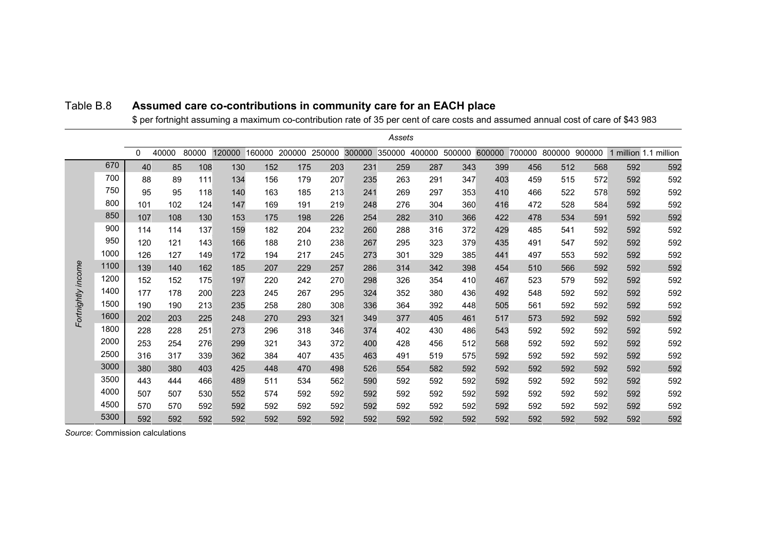Table B.8 **Assumed care co-contributions in community care for an EACH place**

$ per fortnight assuming a maximum co-contribution rate of 35 per cent of care costs and assumed annual cost of care of $43 983

| | Assets | | | | | | | | | | | | | | | | |
|---|---|---|---|---|---|---|---|---|---|---|---|---|---|---|---|---|---|
| *Fortnightly income* | 0 | 40000 | 80000 | 120000 | 160000 | 200000 | 250000 | 300000 | 350000 | 400000 | 500000 | 600000 | 700000 | 800000 | 900000 | 1 million | 1.1 million |
| 670 | 40 | 85 | 108 | 130 | 152 | 175 | 203 | 231 | 259 | 287 | 343 | 399 | 456 | 512 | 568 | 592 | 592 |
| 700 | 88 | 89 | 111 | 134 | 156 | 179 | 207 | 235 | 263 | 291 | 347 | 403 | 459 | 515 | 572 | 592 | 592 |
| 750 | 95 | 95 | 118 | 140 | 163 | 185 | 213 | 241 | 269 | 297 | 353 | 410 | 466 | 522 | 578 | 592 | 592 |
| 800 | 101 | 102 | 124 | 147 | 169 | 191 | 219 | 248 | 276 | 304 | 360 | 416 | 472 | 528 | 584 | 592 | 592 |
| 850 | 107 | 108 | 130 | 153 | 175 | 198 | 226 | 254 | 282 | 310 | 366 | 422 | 478 | 534 | 591 | 592 | 592 |
| 900 | 114 | 114 | 137 | 159 | 182 | 204 | 232 | 260 | 288 | 316 | 372 | 429 | 485 | 541 | 592 | 592 | 592 |
| 950 | 120 | 121 | 143 | 166 | 188 | 210 | 238 | 267 | 295 | 323 | 379 | 435 | 491 | 547 | 592 | 592 | 592 |
| 1000 | 126 | 127 | 149 | 172 | 194 | 217 | 245 | 273 | 301 | 329 | 385 | 441 | 497 | 553 | 592 | 592 | 592 |
| 1100 | 139 | 140 | 162 | 185 | 207 | 229 | 257 | 286 | 314 | 342 | 398 | 454 | 510 | 566 | 592 | 592 | 592 |
| 1200 | 152 | 152 | 175 | 197 | 220 | 242 | 270 | 298 | 326 | 354 | 410 | 467 | 523 | 579 | 592 | 592 | 592 |
| 1400 | 177 | 178 | 200 | 223 | 245 | 267 | 295 | 324 | 352 | 380 | 436 | 492 | 548 | 592 | 592 | 592 | 592 |
| 1500 | 190 | 190 | 213 | 235 | 258 | 280 | 308 | 336 | 364 | 392 | 448 | 505 | 561 | 592 | 592 | 592 | 592 |
| 1600 | 202 | 203 | 225 | 248 | 270 | 293 | 321 | 349 | 377 | 405 | 461 | 517 | 573 | 592 | 592 | 592 | 592 |
| 1800 | 228 | 228 | 251 | 273 | 296 | 318 | 346 | 374 | 402 | 430 | 486 | 543 | 592 | 592 | 592 | 592 | 592 |
| 2000 | 253 | 254 | 276 | 299 | 321 | 343 | 372 | 400 | 428 | 456 | 512 | 568 | 592 | 592 | 592 | 592 | 592 |
| 2500 | 316 | 317 | 339 | 362 | 384 | 407 | 435 | 463 | 491 | 519 | 575 | 592 | 592 | 592 | 592 | 592 | 592 |
| 3000 | 380 | 380 | 403 | 425 | 448 | 470 | 498 | 526 | 554 | 582 | 592 | 592 | 592 | 592 | 592 | 592 | 592 |
| 3500 | 443 | 444 | 466 | 489 | 511 | 534 | 562 | 590 | 592 | 592 | 592 | 592 | 592 | 592 | 592 | 592 | 592 |
| 4000 | 507 | 507 | 530 | 552 | 574 | 592 | 592 | 592 | 592 | 592 | 592 | 592 | 592 | 592 | 592 | 592 | 592 |
| 4500 | 570 | 570 | 592 | 592 | 592 | 592 | 592 | 592 | 592 | 592 | 592 | 592 | 592 | 592 | 592 | 592 | 592 |
| 5300 | 592 | 592 | 592 | 592 | 592 | 592 | 592 | 592 | 592 | 592 | 592 | 592 | 592 | 592 | 592 | 592 | 592 |

*Source*: Commission calculations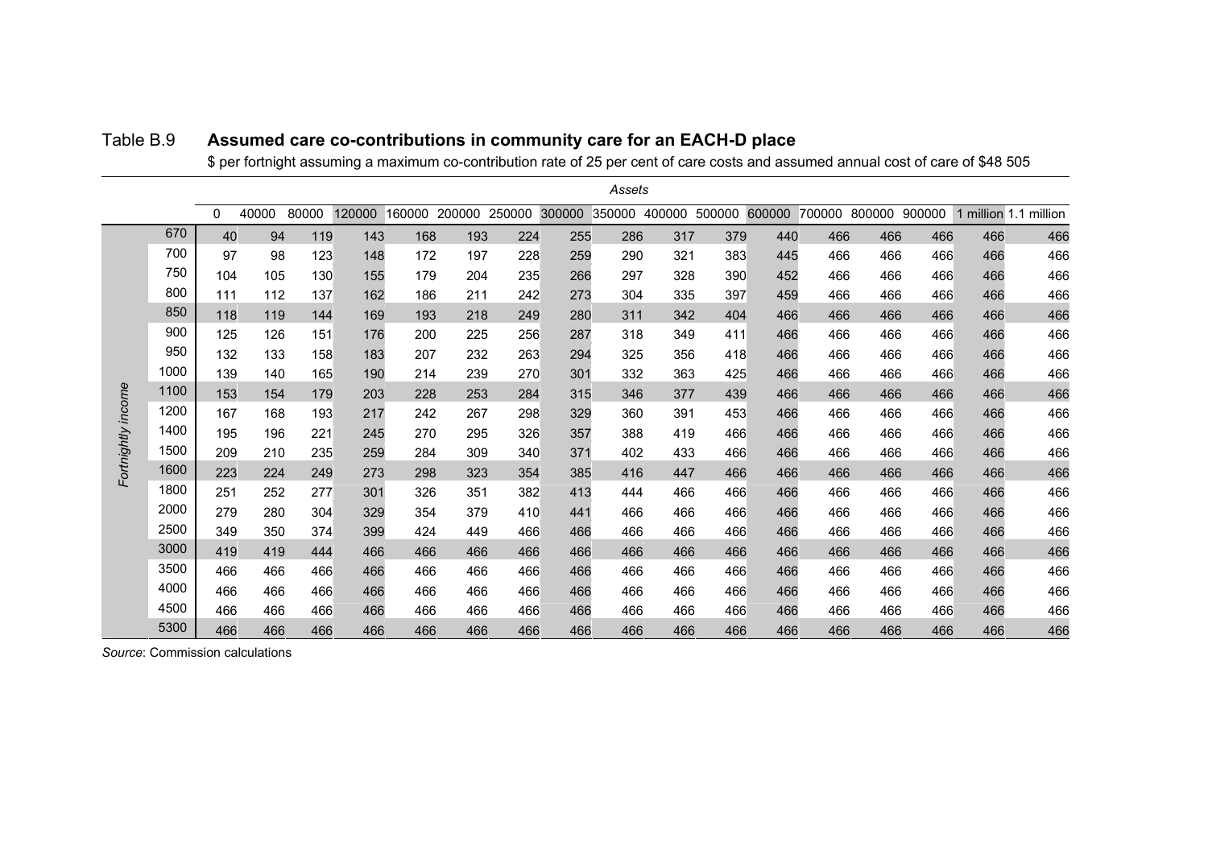Table B.9 **Assumed care co-contributions in community care for an EACH-D place**

$ per fortnight assuming a maximum co-contribution rate of 25 per cent of care costs and assumed annual cost of care of $48 505

| | | *Assets* | | | | | | | | | | | | | | | | |
|---|---|---|---|---|---|---|---|---|---|---|---|---|---|---|---|---|---|---|
| | | 0 | 40000 | 80000 | 120000 | 160000 | 200000 | 250000 | 300000 | 350000 | 400000 | 500000 | 600000 | 700000 | 800000 | 900000 | 1 million | 1.1 million |
| *Fortnightly income* | 670 | 40 | 94 | 119 | 143 | 168 | 193 | 224 | 255 | 286 | 317 | 379 | 440 | 466 | 466 | 466 | 466 | 466 |
| | 700 | 97 | 98 | 123 | 148 | 172 | 197 | 228 | 259 | 290 | 321 | 383 | 445 | 466 | 466 | 466 | 466 | 466 |
| | 750 | 104 | 105 | 130 | 155 | 179 | 204 | 235 | 266 | 297 | 328 | 390 | 452 | 466 | 466 | 466 | 466 | 466 |
| | 800 | 111 | 112 | 137 | 162 | 186 | 211 | 242 | 273 | 304 | 335 | 397 | 459 | 466 | 466 | 466 | 466 | 466 |
| | 850 | 118 | 119 | 144 | 169 | 193 | 218 | 249 | 280 | 311 | 342 | 404 | 466 | 466 | 466 | 466 | 466 | 466 |
| | 900 | 125 | 126 | 151 | 176 | 200 | 225 | 256 | 287 | 318 | 349 | 411 | 466 | 466 | 466 | 466 | 466 | 466 |
| | 950 | 132 | 133 | 158 | 183 | 207 | 232 | 263 | 294 | 325 | 356 | 418 | 466 | 466 | 466 | 466 | 466 | 466 |
| | 1000 | 139 | 140 | 165 | 190 | 214 | 239 | 270 | 301 | 332 | 363 | 425 | 466 | 466 | 466 | 466 | 466 | 466 |
| | 1100 | 153 | 154 | 179 | 203 | 228 | 253 | 284 | 315 | 346 | 377 | 439 | 466 | 466 | 466 | 466 | 466 | 466 |
| | 1200 | 167 | 168 | 193 | 217 | 242 | 267 | 298 | 329 | 360 | 391 | 453 | 466 | 466 | 466 | 466 | 466 | 466 |
| | 1400 | 195 | 196 | 221 | 245 | 270 | 295 | 326 | 357 | 388 | 419 | 466 | 466 | 466 | 466 | 466 | 466 | 466 |
| | 1500 | 209 | 210 | 235 | 259 | 284 | 309 | 340 | 371 | 402 | 433 | 466 | 466 | 466 | 466 | 466 | 466 | 466 |
| | 1600 | 223 | 224 | 249 | 273 | 298 | 323 | 354 | 385 | 416 | 447 | 466 | 466 | 466 | 466 | 466 | 466 | 466 |
| | 1800 | 251 | 252 | 277 | 301 | 326 | 351 | 382 | 413 | 444 | 466 | 466 | 466 | 466 | 466 | 466 | 466 | 466 |
| | 2000 | 279 | 280 | 304 | 329 | 354 | 379 | 410 | 441 | 466 | 466 | 466 | 466 | 466 | 466 | 466 | 466 | 466 |
| | 2500 | 349 | 350 | 374 | 399 | 424 | 449 | 466 | 466 | 466 | 466 | 466 | 466 | 466 | 466 | 466 | 466 | 466 |
| | 3000 | 419 | 419 | 444 | 466 | 466 | 466 | 466 | 466 | 466 | 466 | 466 | 466 | 466 | 466 | 466 | 466 | 466 |
| | 3500 | 466 | 466 | 466 | 466 | 466 | 466 | 466 | 466 | 466 | 466 | 466 | 466 | 466 | 466 | 466 | 466 | 466 |
| | 4000 | 466 | 466 | 466 | 466 | 466 | 466 | 466 | 466 | 466 | 466 | 466 | 466 | 466 | 466 | 466 | 466 | 466 |
| | 4500 | 466 | 466 | 466 | 466 | 466 | 466 | 466 | 466 | 466 | 466 | 466 | 466 | 466 | 466 | 466 | 466 | 466 |
| | 5300 | 466 | 466 | 466 | 466 | 466 | 466 | 466 | 466 | 466 | 466 | 466 | 466 | 466 | 466 | 466 | 466 | 466 |

*Source*: Commission calculations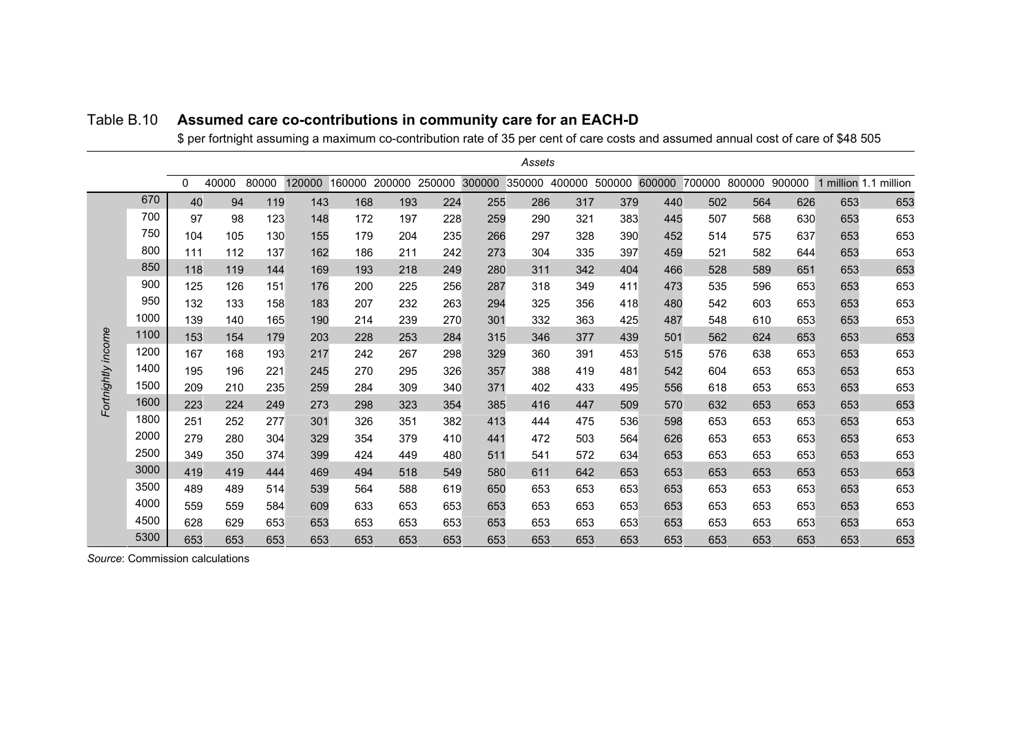Table B.10 **Assumed care co-contributions in community care for an EACH-D**

$ per fortnight assuming a maximum co-contribution rate of 35 per cent of care costs and assumed annual cost of care of $48 505

| | | *Assets* | | | | | | | | | | | | | | | | |
|---|---|---|---|---|---|---|---|---|---|---|---|---|---|---|---|---|---|---|
| | | 0 | 40000 | 80000 | 120000 | 160000 | 200000 | 250000 | 300000 | 350000 | 400000 | 500000 | 600000 | 700000 | 800000 | 900000 | 1 million | 1.1 million |
| *Fortnightly income* | 670 | 40 | 94 | 119 | 143 | 168 | 193 | 224 | 255 | 286 | 317 | 379 | 440 | 502 | 564 | 626 | 653 | 653 |
| | 700 | 97 | 98 | 123 | 148 | 172 | 197 | 228 | 259 | 290 | 321 | 383 | 445 | 507 | 568 | 630 | 653 | 653 |
| | 750 | 104 | 105 | 130 | 155 | 179 | 204 | 235 | 266 | 297 | 328 | 390 | 452 | 514 | 575 | 637 | 653 | 653 |
| | 800 | 111 | 112 | 137 | 162 | 186 | 211 | 242 | 273 | 304 | 335 | 397 | 459 | 521 | 582 | 644 | 653 | 653 |
| | 850 | 118 | 119 | 144 | 169 | 193 | 218 | 249 | 280 | 311 | 342 | 404 | 466 | 528 | 589 | 651 | 653 | 653 |
| | 900 | 125 | 126 | 151 | 176 | 200 | 225 | 256 | 287 | 318 | 349 | 411 | 473 | 535 | 596 | 653 | 653 | 653 |
| | 950 | 132 | 133 | 158 | 183 | 207 | 232 | 263 | 294 | 325 | 356 | 418 | 480 | 542 | 603 | 653 | 653 | 653 |
| | 1000 | 139 | 140 | 165 | 190 | 214 | 239 | 270 | 301 | 332 | 363 | 425 | 487 | 548 | 610 | 653 | 653 | 653 |
| | 1100 | 153 | 154 | 179 | 203 | 228 | 253 | 284 | 315 | 346 | 377 | 439 | 501 | 562 | 624 | 653 | 653 | 653 |
| | 1200 | 167 | 168 | 193 | 217 | 242 | 267 | 298 | 329 | 360 | 391 | 453 | 515 | 576 | 638 | 653 | 653 | 653 |
| | 1400 | 195 | 196 | 221 | 245 | 270 | 295 | 326 | 357 | 388 | 419 | 481 | 542 | 604 | 653 | 653 | 653 | 653 |
| | 1500 | 209 | 210 | 235 | 259 | 284 | 309 | 340 | 371 | 402 | 433 | 495 | 556 | 618 | 653 | 653 | 653 | 653 |
| | 1600 | 223 | 224 | 249 | 273 | 298 | 323 | 354 | 385 | 416 | 447 | 509 | 570 | 632 | 653 | 653 | 653 | 653 |
| | 1800 | 251 | 252 | 277 | 301 | 326 | 351 | 382 | 413 | 444 | 475 | 536 | 598 | 653 | 653 | 653 | 653 | 653 |
| | 2000 | 279 | 280 | 304 | 329 | 354 | 379 | 410 | 441 | 472 | 503 | 564 | 626 | 653 | 653 | 653 | 653 | 653 |
| | 2500 | 349 | 350 | 374 | 399 | 424 | 449 | 480 | 511 | 541 | 572 | 634 | 653 | 653 | 653 | 653 | 653 | 653 |
| | 3000 | 419 | 419 | 444 | 469 | 494 | 518 | 549 | 580 | 611 | 642 | 653 | 653 | 653 | 653 | 653 | 653 | 653 |
| | 3500 | 489 | 489 | 514 | 539 | 564 | 588 | 619 | 650 | 653 | 653 | 653 | 653 | 653 | 653 | 653 | 653 | 653 |
| | 4000 | 559 | 559 | 584 | 609 | 633 | 653 | 653 | 653 | 653 | 653 | 653 | 653 | 653 | 653 | 653 | 653 | 653 |
| | 4500 | 628 | 629 | 653 | 653 | 653 | 653 | 653 | 653 | 653 | 653 | 653 | 653 | 653 | 653 | 653 | 653 | 653 |
| | 5300 | 653 | 653 | 653 | 653 | 653 | 653 | 653 | 653 | 653 | 653 | 653 | 653 | 653 | 653 | 653 | 653 | 653 |

*Source*: Commission calculations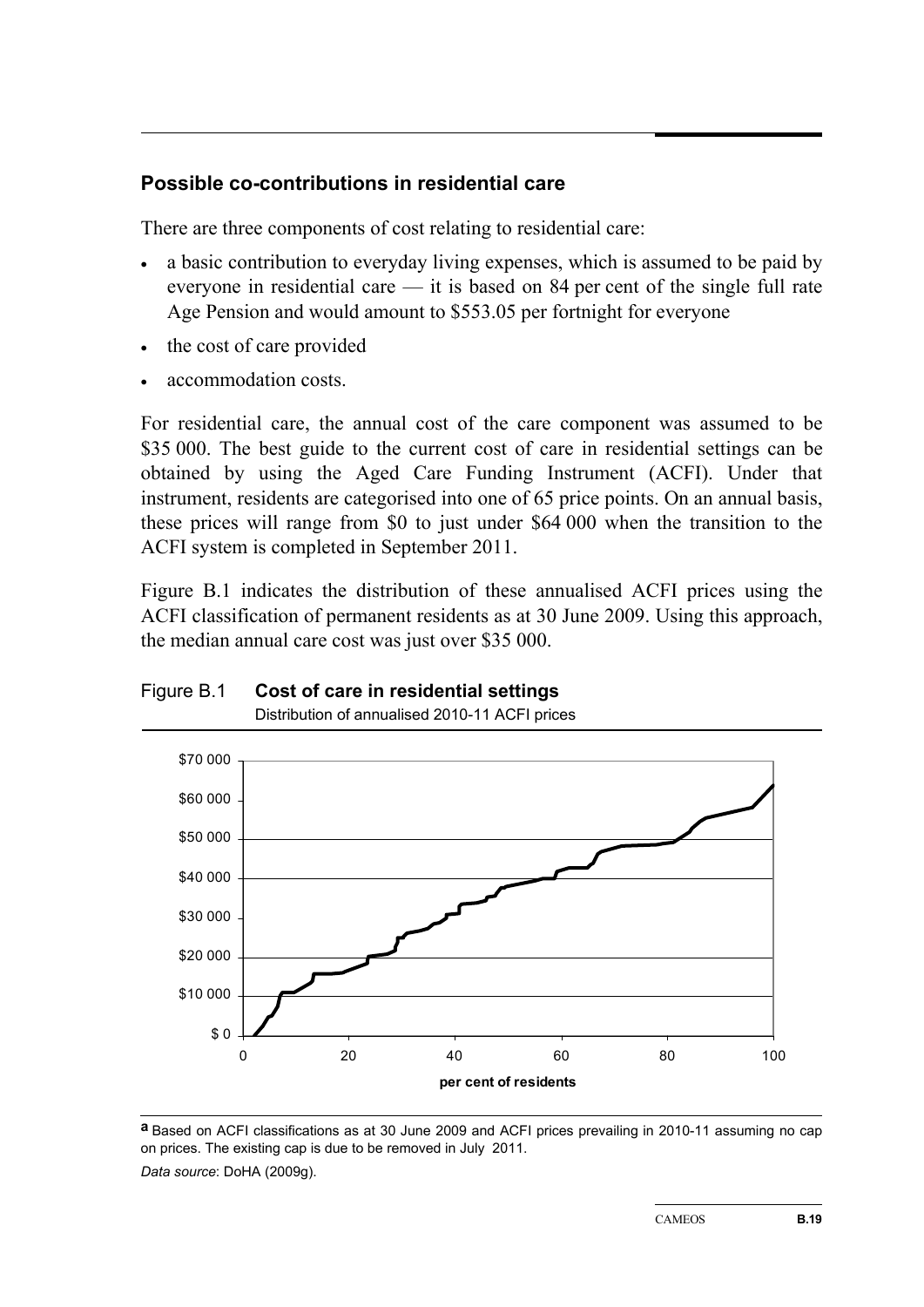## Possible co-contributions in residential care

There are three components of cost relating to residential care:

- a basic contribution to everyday living expenses, which is assumed to be paid by everyone in residential care — it is based on 84 per cent of the single full rate Age Pension and would amount to $553.05 per fortnight for everyone
- the cost of care provided
- accommodation costs.

For residential care, the annual cost of the care component was assumed to be $35 000. The best guide to the current cost of care in residential settings can be obtained by using the Aged Care Funding Instrument (ACFI). Under that instrument, residents are categorised into one of 65 price points. On an annual basis, these prices will range from $0 to just under $64 000 when the transition to the ACFI system is completed in September 2011.

Figure B.1 indicates the distribution of these annualised ACFI prices using the ACFI classification of permanent residents as at 30 June 2009. Using this approach, the median annual care cost was just over $35 000.

Figure B.1 **Cost of care in residential settings**

Distribution of annualised 2010-11 ACFI prices

**a** Based on ACFI classifications as at 30 June 2009 and ACFI prices prevailing in 2010-11 assuming no cap on prices. The existing cap is due to be removed in July 2011.

*Data source*: DoHA (2009g).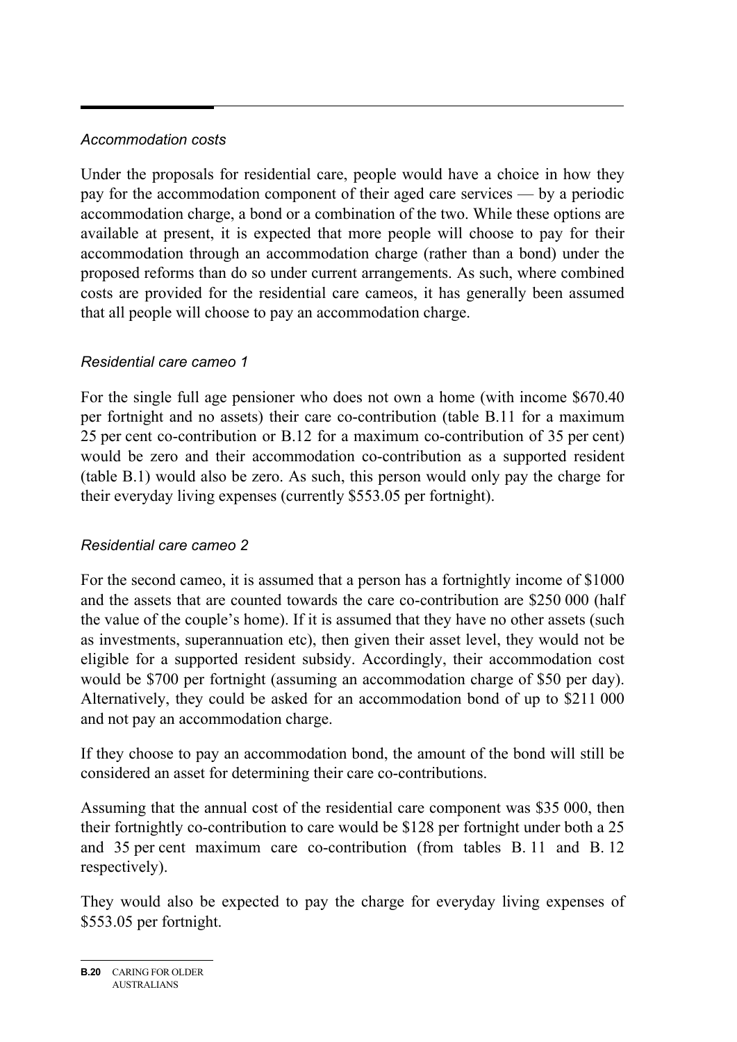*Accommodation costs*

Under the proposals for residential care, people would have a choice in how they pay for the accommodation component of their aged care services — by a periodic accommodation charge, a bond or a combination of the two. While these options are available at present, it is expected that more people will choose to pay for their accommodation through an accommodation charge (rather than a bond) under the proposed reforms than do so under current arrangements. As such, where combined costs are provided for the residential care cameos, it has generally been assumed that all people will choose to pay an accommodation charge.

*Residential care cameo 1*

For the single full age pensioner who does not own a home (with income $670.40 per fortnight and no assets) their care co-contribution (table B.11 for a maximum 25 per cent co-contribution or B.12 for a maximum co-contribution of 35 per cent) would be zero and their accommodation co-contribution as a supported resident (table B.1) would also be zero. As such, this person would only pay the charge for their everyday living expenses (currently $553.05 per fortnight).

*Residential care cameo 2*

For the second cameo, it is assumed that a person has a fortnightly income of $1000 and the assets that are counted towards the care co-contribution are $250 000 (half the value of the couple's home). If it is assumed that they have no other assets (such as investments, superannuation etc), then given their asset level, they would not be eligible for a supported resident subsidy. Accordingly, their accommodation cost would be $700 per fortnight (assuming an accommodation charge of $50 per day). Alternatively, they could be asked for an accommodation bond of up to $211 000 and not pay an accommodation charge.

If they choose to pay an accommodation bond, the amount of the bond will still be considered an asset for determining their care co-contributions.

Assuming that the annual cost of the residential care component was $35 000, then their fortnightly co-contribution to care would be $128 per fortnight under both a 25 and 35 per cent maximum care co-contribution (from tables B. 11 and B. 12 respectively).

They would also be expected to pay the charge for everyday living expenses of $553.05 per fortnight.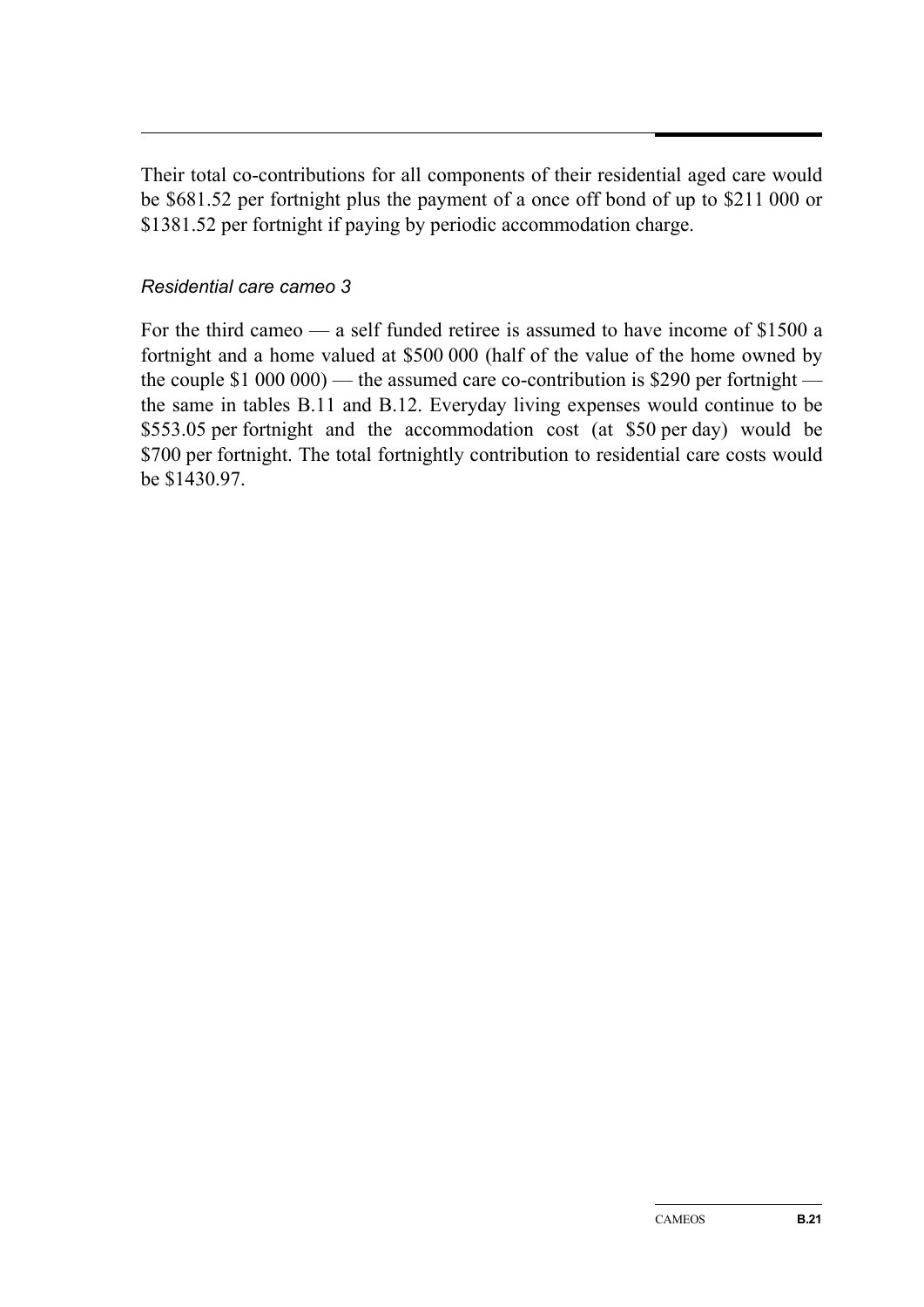Their total co-contributions for all components of their residential aged care would be $681.52 per fortnight plus the payment of a once off bond of up to $211 000 or $1381.52 per fortnight if paying by periodic accommodation charge.

*Residential care cameo 3*

For the third cameo — a self funded retiree is assumed to have income of $1500 a fortnight and a home valued at $500 000 (half of the value of the home owned by the couple $1 000 000) — the assumed care co-contribution is $290 per fortnight — the same in tables B.11 and B.12. Everyday living expenses would continue to be $553.05 per fortnight and the accommodation cost (at $50 per day) would be $700 per fortnight. The total fortnightly contribution to residential care costs would be $1430.97.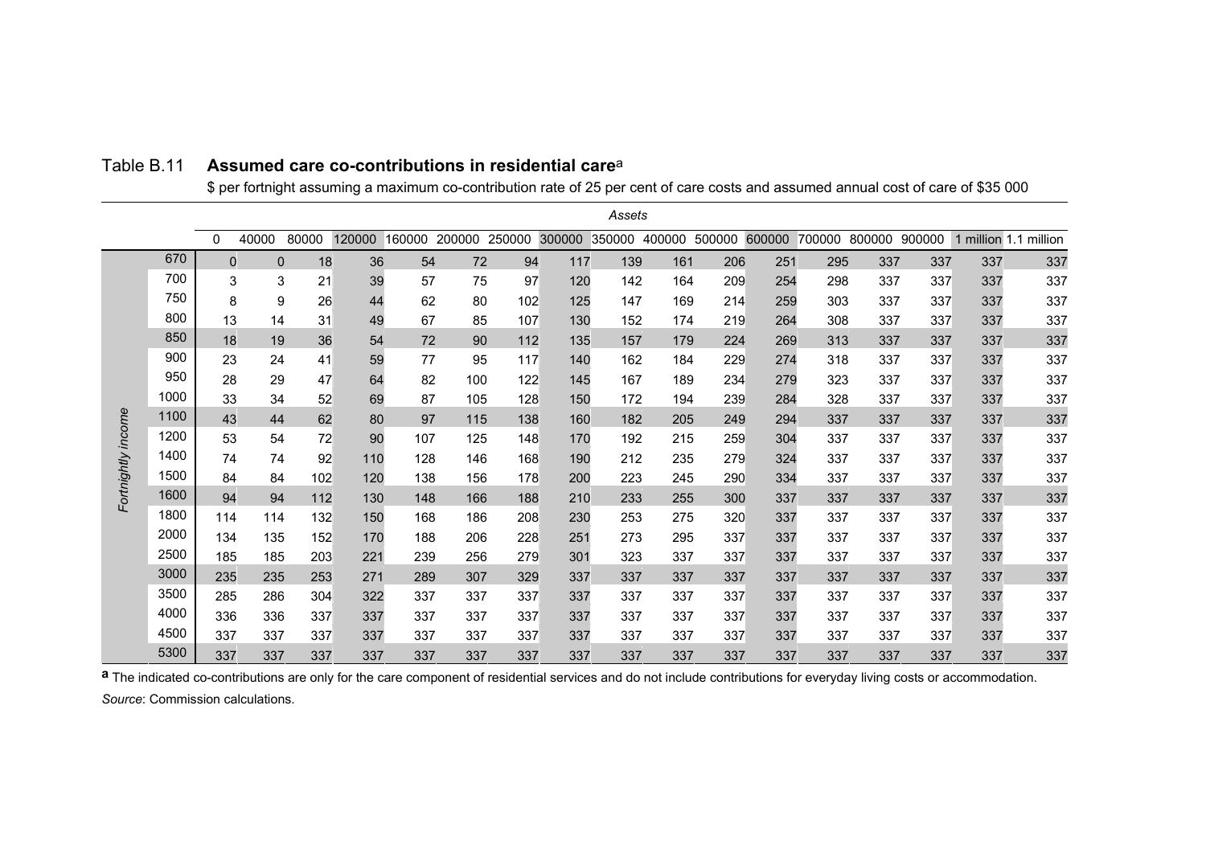Table B.11 **Assumed care co-contributions in residential care**[a]

$ per fortnight assuming a maximum co-contribution rate of 25 per cent of care costs and assumed annual cost of care of $35 000

| | | *Assets* | | | | | | | | | | | | | | | | |
|---|---|---|---|---|---|---|---|---|---|---|---|---|---|---|---|---|---|---|
| | | 0 | 40000 | 80000 | 120000 | 160000 | 200000 | 250000 | 300000 | 350000 | 400000 | 500000 | 600000 | 700000 | 800000 | 900000 | 1 million | 1.1 million |
| *Fortnightly income* | 670 | 0 | 0 | 18 | 36 | 54 | 72 | 94 | 117 | 139 | 161 | 206 | 251 | 295 | 337 | 337 | 337 | 337 |
| | 700 | 3 | 3 | 21 | 39 | 57 | 75 | 97 | 120 | 142 | 164 | 209 | 254 | 298 | 337 | 337 | 337 | 337 |
| | 750 | 8 | 9 | 26 | 44 | 62 | 80 | 102 | 125 | 147 | 169 | 214 | 259 | 303 | 337 | 337 | 337 | 337 |
| | 800 | 13 | 14 | 31 | 49 | 67 | 85 | 107 | 130 | 152 | 174 | 219 | 264 | 308 | 337 | 337 | 337 | 337 |
| | 850 | 18 | 19 | 36 | 54 | 72 | 90 | 112 | 135 | 157 | 179 | 224 | 269 | 313 | 337 | 337 | 337 | 337 |
| | 900 | 23 | 24 | 41 | 59 | 77 | 95 | 117 | 140 | 162 | 184 | 229 | 274 | 318 | 337 | 337 | 337 | 337 |
| | 950 | 28 | 29 | 47 | 64 | 82 | 100 | 122 | 145 | 167 | 189 | 234 | 279 | 323 | 337 | 337 | 337 | 337 |
| | 1000 | 33 | 34 | 52 | 69 | 87 | 105 | 128 | 150 | 172 | 194 | 239 | 284 | 328 | 337 | 337 | 337 | 337 |
| | 1100 | 43 | 44 | 62 | 80 | 97 | 115 | 138 | 160 | 182 | 205 | 249 | 294 | 337 | 337 | 337 | 337 | 337 |
| | 1200 | 53 | 54 | 72 | 90 | 107 | 125 | 148 | 170 | 192 | 215 | 259 | 304 | 337 | 337 | 337 | 337 | 337 |
| | 1400 | 74 | 74 | 92 | 110 | 128 | 146 | 168 | 190 | 212 | 235 | 279 | 324 | 337 | 337 | 337 | 337 | 337 |
| | 1500 | 84 | 84 | 102 | 120 | 138 | 156 | 178 | 200 | 223 | 245 | 290 | 334 | 337 | 337 | 337 | 337 | 337 |
| | 1600 | 94 | 94 | 112 | 130 | 148 | 166 | 188 | 210 | 233 | 255 | 300 | 337 | 337 | 337 | 337 | 337 | 337 |
| | 1800 | 114 | 114 | 132 | 150 | 168 | 186 | 208 | 230 | 253 | 275 | 320 | 337 | 337 | 337 | 337 | 337 | 337 |
| | 2000 | 134 | 135 | 152 | 170 | 188 | 206 | 228 | 251 | 273 | 295 | 337 | 337 | 337 | 337 | 337 | 337 | 337 |
| | 2500 | 185 | 185 | 203 | 221 | 239 | 256 | 279 | 301 | 323 | 337 | 337 | 337 | 337 | 337 | 337 | 337 | 337 |
| | 3000 | 235 | 235 | 253 | 271 | 289 | 307 | 329 | 337 | 337 | 337 | 337 | 337 | 337 | 337 | 337 | 337 | 337 |
| | 3500 | 285 | 286 | 304 | 322 | 337 | 337 | 337 | 337 | 337 | 337 | 337 | 337 | 337 | 337 | 337 | 337 | 337 |
| | 4000 | 336 | 336 | 337 | 337 | 337 | 337 | 337 | 337 | 337 | 337 | 337 | 337 | 337 | 337 | 337 | 337 | 337 |
| | 4500 | 337 | 337 | 337 | 337 | 337 | 337 | 337 | 337 | 337 | 337 | 337 | 337 | 337 | 337 | 337 | 337 | 337 |
| | 5300 | 337 | 337 | 337 | 337 | 337 | 337 | 337 | 337 | 337 | 337 | 337 | 337 | 337 | 337 | 337 | 337 | 337 |

**a** The indicated co-contributions are only for the care component of residential services and do not include contributions for everyday living costs or accommodation.

*Source*: Commission calculations.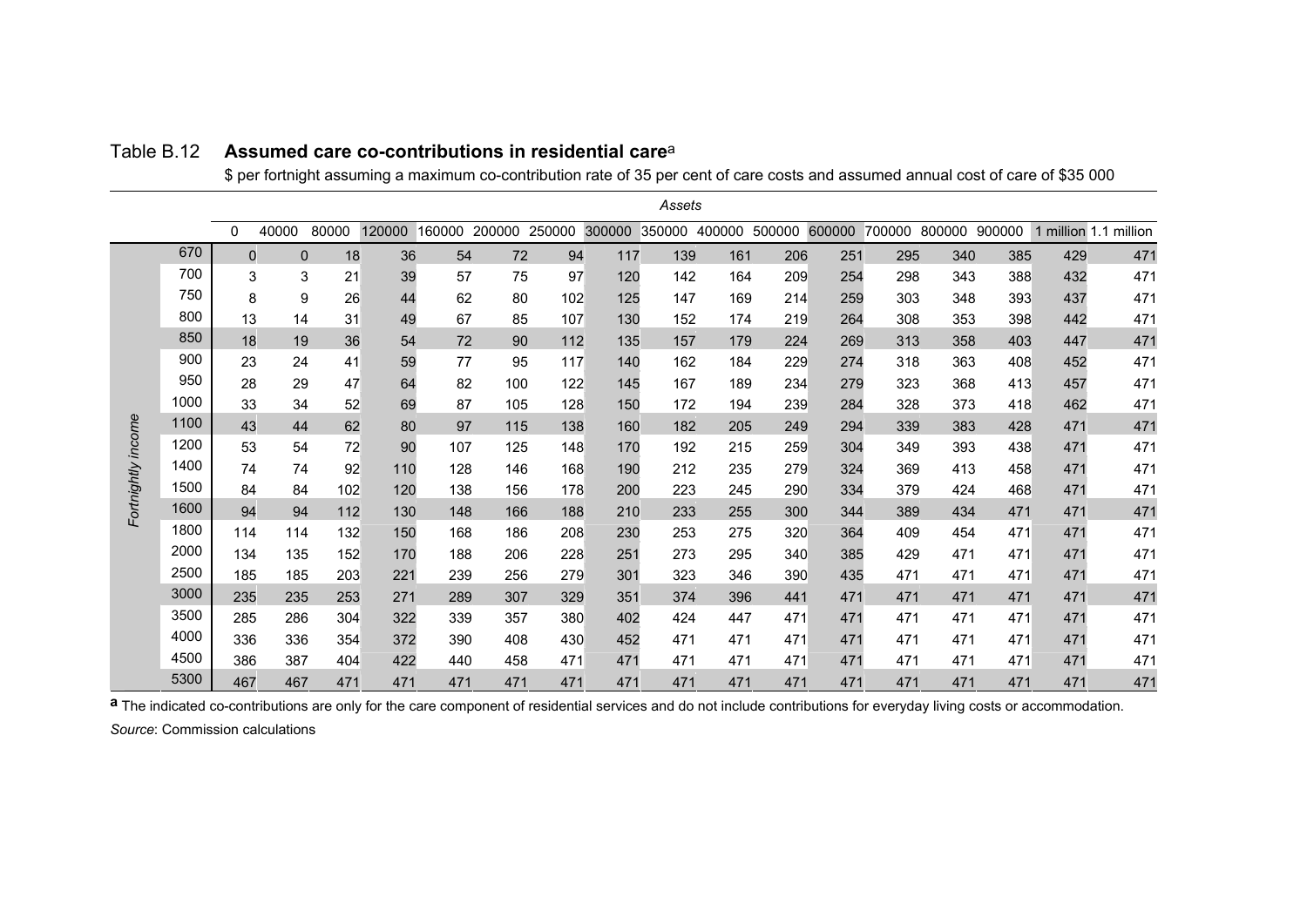Table B.12 **Assumed care co-contributions in residential care**[a]

$ per fortnight assuming a maximum co-contribution rate of 35 per cent of care costs and assumed annual cost of care of $35 000

| | | *Assets* | | | | | | | | | | | | | | | | |
|---|---|---|---|---|---|---|---|---|---|---|---|---|---|---|---|---|---|---|
| | | 0 | 40000 | 80000 | 120000 | 160000 | 200000 | 250000 | 300000 | 350000 | 400000 | 500000 | 600000 | 700000 | 800000 | 900000 | 1 million | 1.1 million |
| *Fortnightly income* | 670 | 0 | 0 | 18 | 36 | 54 | 72 | 94 | 117 | 139 | 161 | 206 | 251 | 295 | 340 | 385 | 429 | 471 |
| | 700 | 3 | 3 | 21 | 39 | 57 | 75 | 97 | 120 | 142 | 164 | 209 | 254 | 298 | 343 | 388 | 432 | 471 |
| | 750 | 8 | 9 | 26 | 44 | 62 | 80 | 102 | 125 | 147 | 169 | 214 | 259 | 303 | 348 | 393 | 437 | 471 |
| | 800 | 13 | 14 | 31 | 49 | 67 | 85 | 107 | 130 | 152 | 174 | 219 | 264 | 308 | 353 | 398 | 442 | 471 |
| | 850 | 18 | 19 | 36 | 54 | 72 | 90 | 112 | 135 | 157 | 179 | 224 | 269 | 313 | 358 | 403 | 447 | 471 |
| | 900 | 23 | 24 | 41 | 59 | 77 | 95 | 117 | 140 | 162 | 184 | 229 | 274 | 318 | 363 | 408 | 452 | 471 |
| | 950 | 28 | 29 | 47 | 64 | 82 | 100 | 122 | 145 | 167 | 189 | 234 | 279 | 323 | 368 | 413 | 457 | 471 |
| | 1000 | 33 | 34 | 52 | 69 | 87 | 105 | 128 | 150 | 172 | 194 | 239 | 284 | 328 | 373 | 418 | 462 | 471 |
| | 1100 | 43 | 44 | 62 | 80 | 97 | 115 | 138 | 160 | 182 | 205 | 249 | 294 | 339 | 383 | 428 | 471 | 471 |
| | 1200 | 53 | 54 | 72 | 90 | 107 | 125 | 148 | 170 | 192 | 215 | 259 | 304 | 349 | 393 | 438 | 471 | 471 |
| | 1400 | 74 | 74 | 92 | 110 | 128 | 146 | 168 | 190 | 212 | 235 | 279 | 324 | 369 | 413 | 458 | 471 | 471 |
| | 1500 | 84 | 84 | 102 | 120 | 138 | 156 | 178 | 200 | 223 | 245 | 290 | 334 | 379 | 424 | 468 | 471 | 471 |
| | 1600 | 94 | 94 | 112 | 130 | 148 | 166 | 188 | 210 | 233 | 255 | 300 | 344 | 389 | 434 | 471 | 471 | 471 |
| | 1800 | 114 | 114 | 132 | 150 | 168 | 186 | 208 | 230 | 253 | 275 | 320 | 364 | 409 | 454 | 471 | 471 | 471 |
| | 2000 | 134 | 135 | 152 | 170 | 188 | 206 | 228 | 251 | 273 | 295 | 340 | 385 | 429 | 471 | 471 | 471 | 471 |
| | 2500 | 185 | 185 | 203 | 221 | 239 | 256 | 279 | 301 | 323 | 346 | 390 | 435 | 471 | 471 | 471 | 471 | 471 |
| | 3000 | 235 | 235 | 253 | 271 | 289 | 307 | 329 | 351 | 374 | 396 | 441 | 471 | 471 | 471 | 471 | 471 | 471 |
| | 3500 | 285 | 286 | 304 | 322 | 339 | 357 | 380 | 402 | 424 | 447 | 471 | 471 | 471 | 471 | 471 | 471 | 471 |
| | 4000 | 336 | 336 | 354 | 372 | 390 | 408 | 430 | 452 | 471 | 471 | 471 | 471 | 471 | 471 | 471 | 471 | 471 |
| | 4500 | 386 | 387 | 404 | 422 | 440 | 458 | 471 | 471 | 471 | 471 | 471 | 471 | 471 | 471 | 471 | 471 | 471 |
| | 5300 | 467 | 467 | 471 | 471 | 471 | 471 | 471 | 471 | 471 | 471 | 471 | 471 | 471 | 471 | 471 | 471 | 471 |

**a** The indicated co-contributions are only for the care component of residential services and do not include contributions for everyday living costs or accommodation.

*Source*: Commission calculations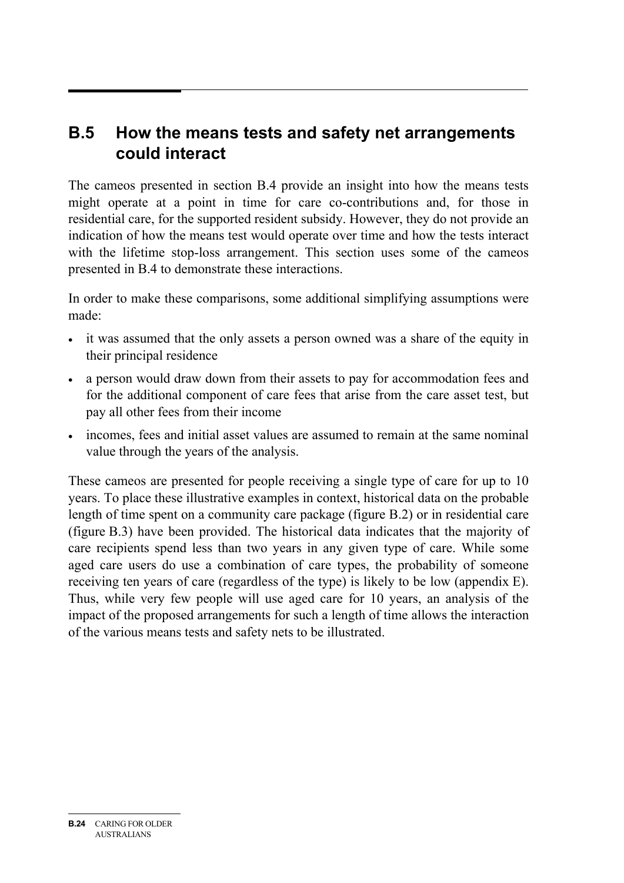## B.5 How the means tests and safety net arrangements could interact

The cameos presented in section B.4 provide an insight into how the means tests might operate at a point in time for care co-contributions and, for those in residential care, for the supported resident subsidy. However, they do not provide an indication of how the means test would operate over time and how the tests interact with the lifetime stop-loss arrangement. This section uses some of the cameos presented in B.4 to demonstrate these interactions.

In order to make these comparisons, some additional simplifying assumptions were made:

- it was assumed that the only assets a person owned was a share of the equity in their principal residence
- a person would draw down from their assets to pay for accommodation fees and for the additional component of care fees that arise from the care asset test, but pay all other fees from their income
- incomes, fees and initial asset values are assumed to remain at the same nominal value through the years of the analysis.

These cameos are presented for people receiving a single type of care for up to 10 years. To place these illustrative examples in context, historical data on the probable length of time spent on a community care package (figure B.2) or in residential care (figure B.3) have been provided. The historical data indicates that the majority of care recipients spend less than two years in any given type of care. While some aged care users do use a combination of care types, the probability of someone receiving ten years of care (regardless of the type) is likely to be low (appendix E). Thus, while very few people will use aged care for 10 years, an analysis of the impact of the proposed arrangements for such a length of time allows the interaction of the various means tests and safety nets to be illustrated.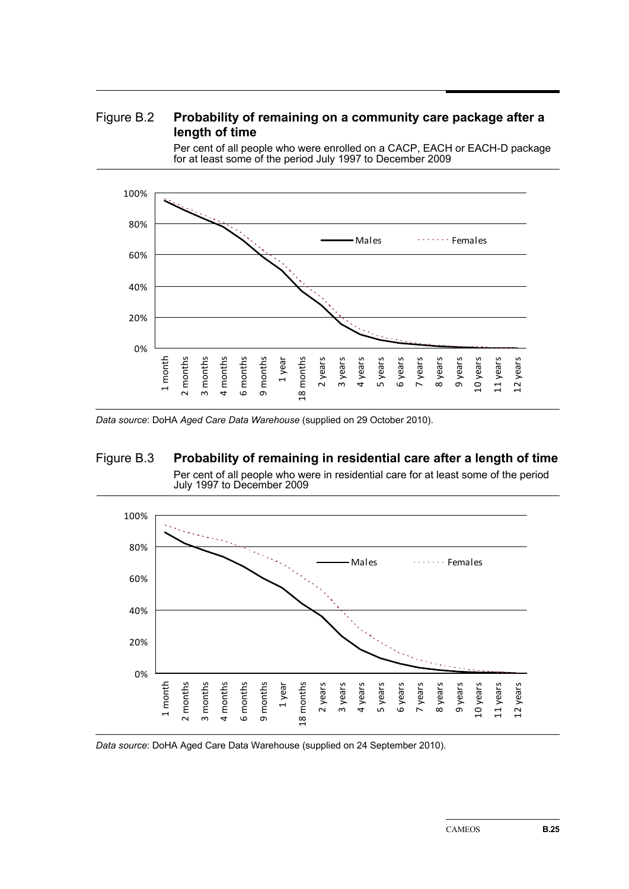Figure B.2 **Probability of remaining on a community care package after a length of time**

Per cent of all people who were enrolled on a CACP, EACH or EACH-D package for at least some of the period July 1997 to December 2009

*Data source*: DoHA *Aged Care Data Warehouse* (supplied on 29 October 2010).

Figure B.3 **Probability of remaining in residential care after a length of time**

Per cent of all people who were in residential care for at least some of the period July 1997 to December 2009

*Data source*: DoHA Aged Care Data Warehouse (supplied on 24 September 2010).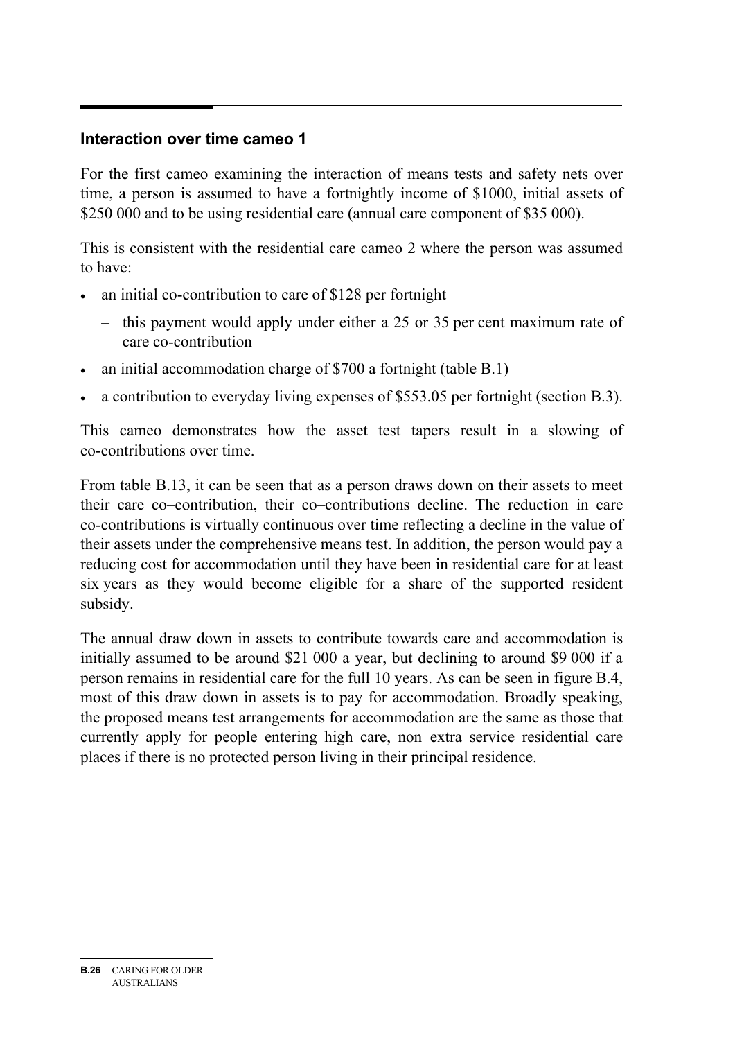## Interaction over time cameo 1

For the first cameo examining the interaction of means tests and safety nets over time, a person is assumed to have a fortnightly income of $1000, initial assets of $250 000 and to be using residential care (annual care component of $35 000).

This is consistent with the residential care cameo 2 where the person was assumed to have:

- an initial co-contribution to care of $128 per fortnight
  - this payment would apply under either a 25 or 35 per cent maximum rate of care co-contribution
- an initial accommodation charge of $700 a fortnight (table B.1)
- a contribution to everyday living expenses of $553.05 per fortnight (section B.3).

This cameo demonstrates how the asset test tapers result in a slowing of co-contributions over time.

From table B.13, it can be seen that as a person draws down on their assets to meet their care co–contribution, their co–contributions decline. The reduction in care co-contributions is virtually continuous over time reflecting a decline in the value of their assets under the comprehensive means test. In addition, the person would pay a reducing cost for accommodation until they have been in residential care for at least six years as they would become eligible for a share of the supported resident subsidy.

The annual draw down in assets to contribute towards care and accommodation is initially assumed to be around $21 000 a year, but declining to around $9 000 if a person remains in residential care for the full 10 years. As can be seen in figure B.4, most of this draw down in assets is to pay for accommodation. Broadly speaking, the proposed means test arrangements for accommodation are the same as those that currently apply for people entering high care, non–extra service residential care places if there is no protected person living in their principal residence.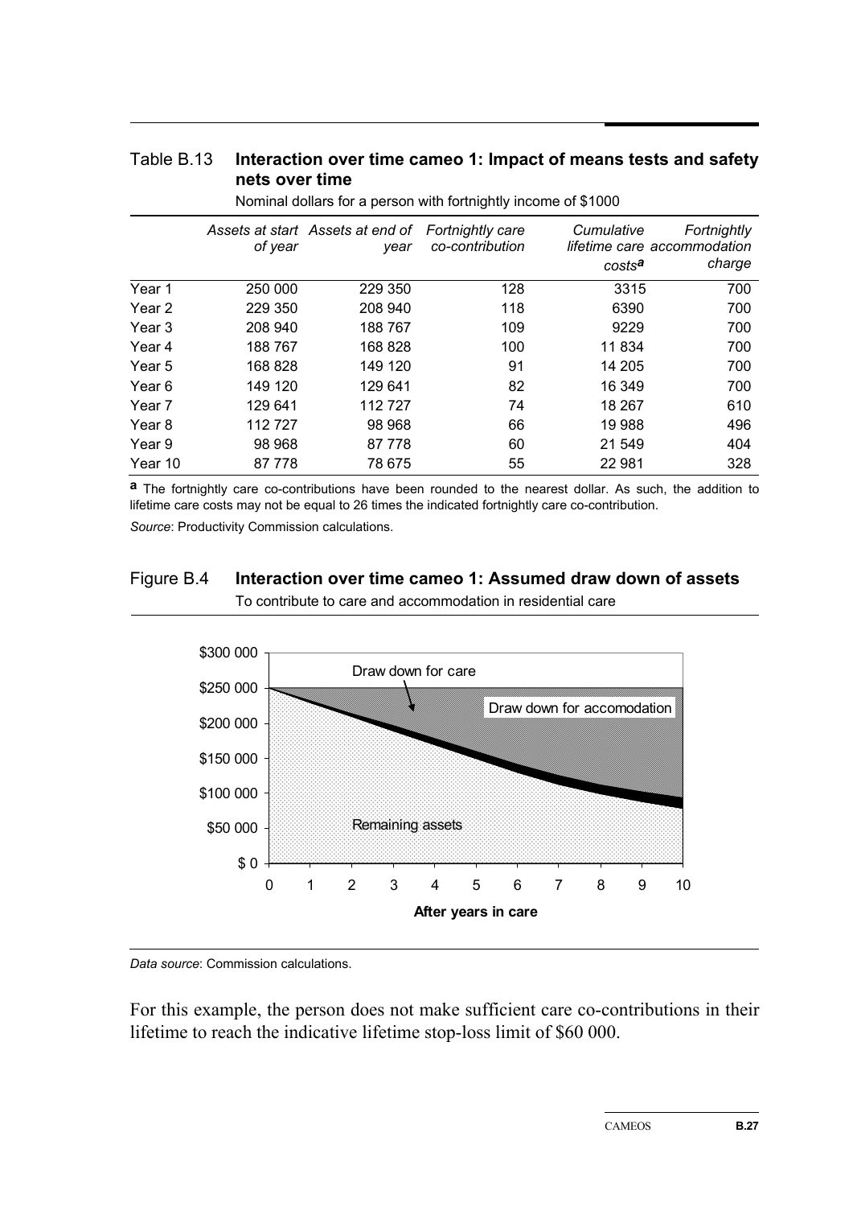Table B.13 **Interaction over time cameo 1: Impact of means tests and safety nets over time**

Nominal dollars for a person with fortnightly income of $1000

| | *Assets at start of year* | *Assets at end of year* | *Fortnightly care co-contribution* | *Cumulative lifetime care costs*[a] | *Fortnightly accommodation charge* |
|---|---|---|---|---|---|
| Year 1 | 250 000 | 229 350 | 128 | 3315 | 700 |
| Year 2 | 229 350 | 208 940 | 118 | 6390 | 700 |
| Year 3 | 208 940 | 188 767 | 109 | 9229 | 700 |
| Year 4 | 188 767 | 168 828 | 100 | 11 834 | 700 |
| Year 5 | 168 828 | 149 120 | 91 | 14 205 | 700 |
| Year 6 | 149 120 | 129 641 | 82 | 16 349 | 700 |
| Year 7 | 129 641 | 112 727 | 74 | 18 267 | 610 |
| Year 8 | 112 727 | 98 968 | 66 | 19 988 | 496 |
| Year 9 | 98 968 | 87 778 | 60 | 21 549 | 404 |
| Year 10 | 87 778 | 78 675 | 55 | 22 981 | 328 |

**a** The fortnightly care co-contributions have been rounded to the nearest dollar. As such, the addition to lifetime care costs may not be equal to 26 times the indicated fortnightly care co-contribution.

*Source*: Productivity Commission calculations.

Figure B.4 **Interaction over time cameo 1: Assumed draw down of assets**

To contribute to care and accommodation in residential care

*Data source*: Commission calculations.

For this example, the person does not make sufficient care co-contributions in their lifetime to reach the indicative lifetime stop-loss limit of $60 000.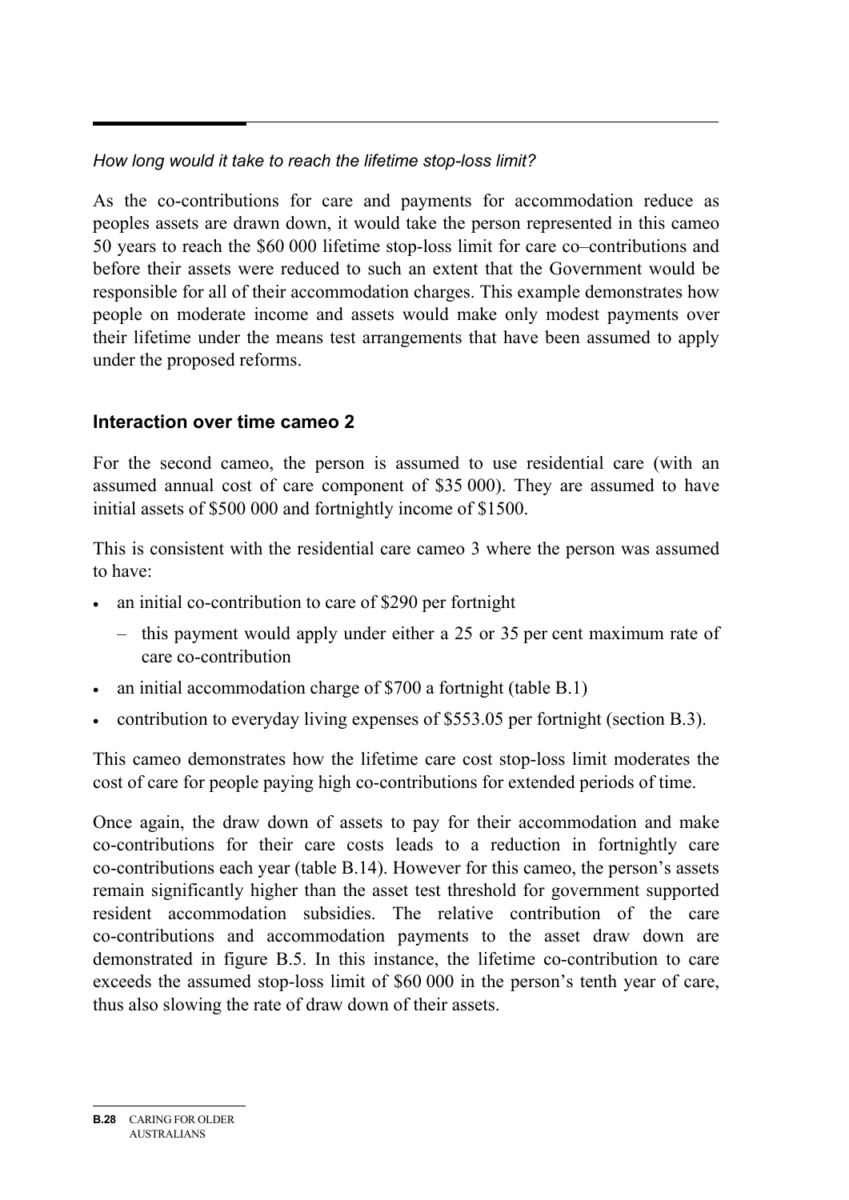*How long would it take to reach the lifetime stop-loss limit?*

As the co-contributions for care and payments for accommodation reduce as peoples assets are drawn down, it would take the person represented in this cameo 50 years to reach the $60 000 lifetime stop-loss limit for care co–contributions and before their assets were reduced to such an extent that the Government would be responsible for all of their accommodation charges. This example demonstrates how people on moderate income and assets would make only modest payments over their lifetime under the means test arrangements that have been assumed to apply under the proposed reforms.

### Interaction over time cameo 2

For the second cameo, the person is assumed to use residential care (with an assumed annual cost of care component of $35 000). They are assumed to have initial assets of $500 000 and fortnightly income of $1500.

This is consistent with the residential care cameo 3 where the person was assumed to have:

- an initial co-contribution to care of $290 per fortnight
  - this payment would apply under either a 25 or 35 per cent maximum rate of care co-contribution
- an initial accommodation charge of $700 a fortnight (table B.1)
- contribution to everyday living expenses of $553.05 per fortnight (section B.3).

This cameo demonstrates how the lifetime care cost stop-loss limit moderates the cost of care for people paying high co-contributions for extended periods of time.

Once again, the draw down of assets to pay for their accommodation and make co-contributions for their care costs leads to a reduction in fortnightly care co-contributions each year (table B.14). However for this cameo, the person's assets remain significantly higher than the asset test threshold for government supported resident accommodation subsidies. The relative contribution of the care co-contributions and accommodation payments to the asset draw down are demonstrated in figure B.5. In this instance, the lifetime co-contribution to care exceeds the assumed stop-loss limit of $60 000 in the person's tenth year of care, thus also slowing the rate of draw down of their assets.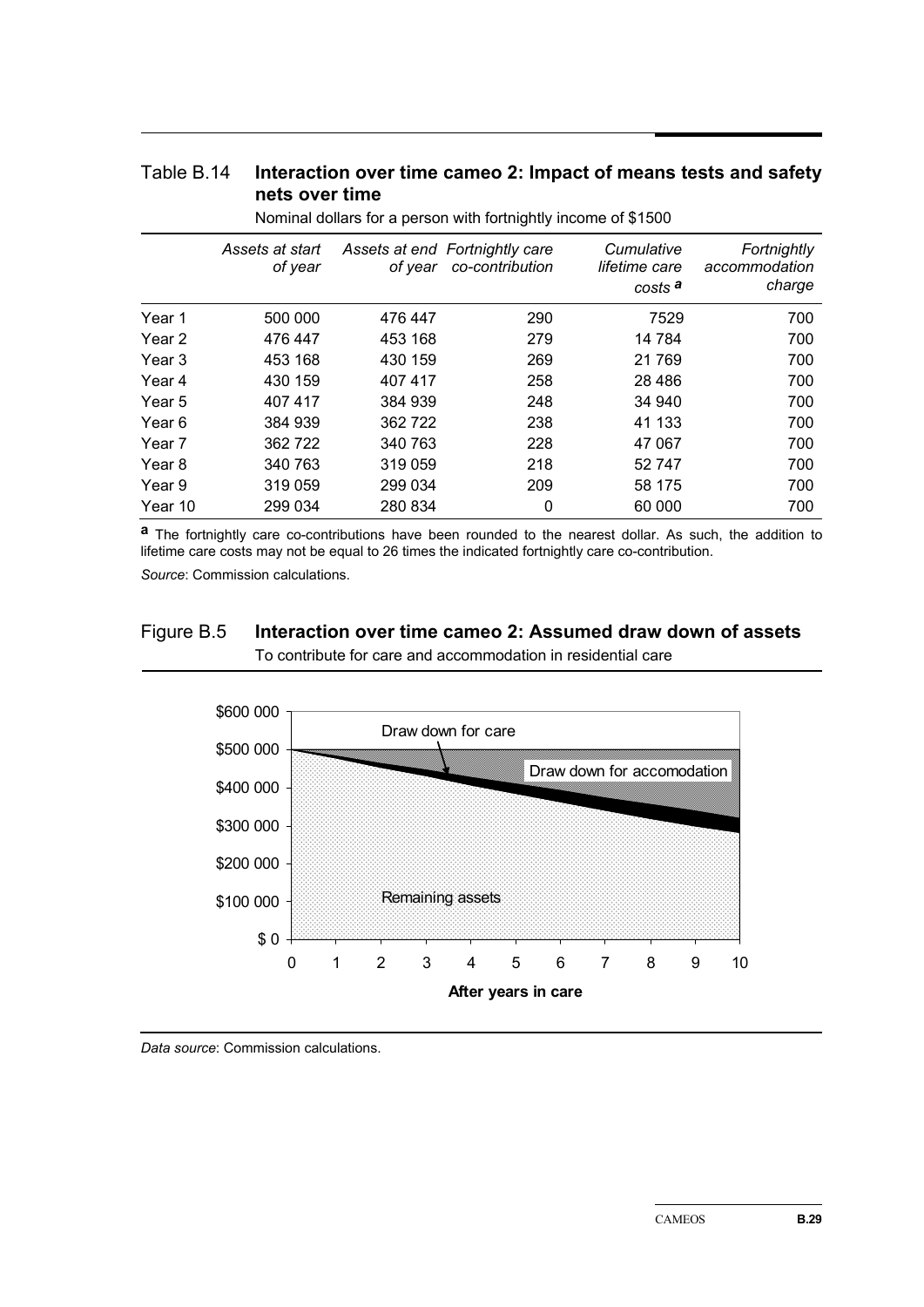### Table B.14 Interaction over time cameo 2: Impact of means tests and safety nets over time

Nominal dollars for a person with fortnightly income of $1500

| | *Assets at start of year* | *Assets at end of year* | *Fortnightly care co-contribution* | *Cumulative lifetime care costs* [a] | *Fortnightly accommodation charge* |
|---|---|---|---|---|---|
| Year 1 | 500 000 | 476 447 | 290 | 7529 | 700 |
| Year 2 | 476 447 | 453 168 | 279 | 14 784 | 700 |
| Year 3 | 453 168 | 430 159 | 269 | 21 769 | 700 |
| Year 4 | 430 159 | 407 417 | 258 | 28 486 | 700 |
| Year 5 | 407 417 | 384 939 | 248 | 34 940 | 700 |
| Year 6 | 384 939 | 362 722 | 238 | 41 133 | 700 |
| Year 7 | 362 722 | 340 763 | 228 | 47 067 | 700 |
| Year 8 | 340 763 | 319 059 | 218 | 52 747 | 700 |
| Year 9 | 319 059 | 299 034 | 209 | 58 175 | 700 |
| Year 10 | 299 034 | 280 834 | 0 | 60 000 | 700 |

[a] The fortnightly care co-contributions have been rounded to the nearest dollar. As such, the addition to lifetime care costs may not be equal to 26 times the indicated fortnightly care co-contribution.

*Source*: Commission calculations.

### Figure B.5 Interaction over time cameo 2: Assumed draw down of assets

To contribute for care and accommodation in residential care

*Data source*: Commission calculations.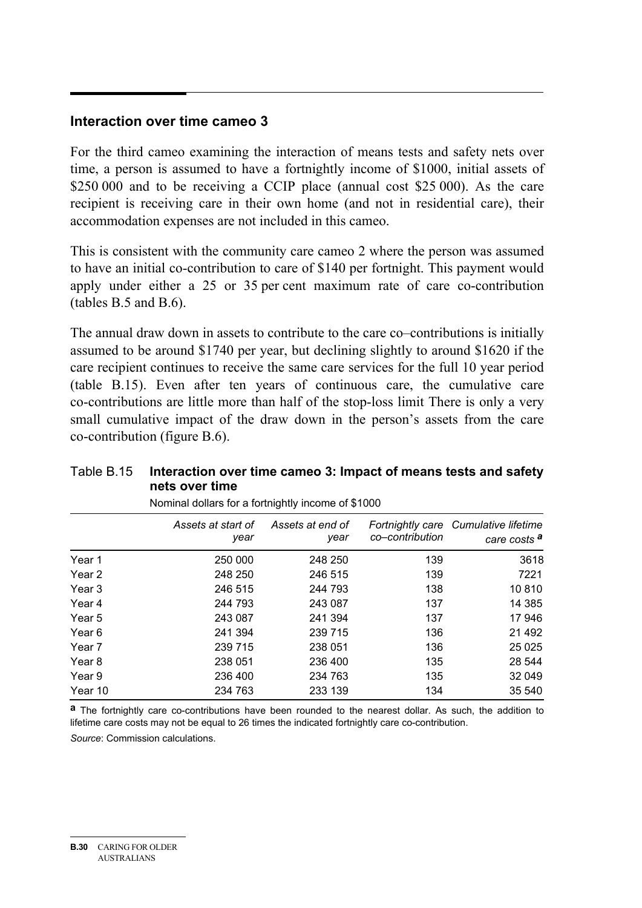## Interaction over time cameo 3

For the third cameo examining the interaction of means tests and safety nets over time, a person is assumed to have a fortnightly income of $1000, initial assets of $250 000 and to be receiving a CCIP place (annual cost $25 000). As the care recipient is receiving care in their own home (and not in residential care), their accommodation expenses are not included in this cameo.

This is consistent with the community care cameo 2 where the person was assumed to have an initial co-contribution to care of $140 per fortnight. This payment would apply under either a 25 or 35 per cent maximum rate of care co-contribution (tables B.5 and B.6).

The annual draw down in assets to contribute to the care co–contributions is initially assumed to be around $1740 per year, but declining slightly to around $1620 if the care recipient continues to receive the same care services for the full 10 year period (table B.15). Even after ten years of continuous care, the cumulative care co-contributions are little more than half of the stop-loss limit There is only a very small cumulative impact of the draw down in the person's assets from the care co-contribution (figure B.6).

Table B.15 **Interaction over time cameo 3: Impact of means tests and safety nets over time**

Nominal dollars for a fortnightly income of $1000

| | *Assets at start of year* | *Assets at end of year* | *Fortnightly care co–contribution* | *Cumulative lifetime care costs* [a] |
|---|---|---|---|---|
| Year 1 | 250 000 | 248 250 | 139 | 3618 |
| Year 2 | 248 250 | 246 515 | 139 | 7221 |
| Year 3 | 246 515 | 244 793 | 138 | 10 810 |
| Year 4 | 244 793 | 243 087 | 137 | 14 385 |
| Year 5 | 243 087 | 241 394 | 137 | 17 946 |
| Year 6 | 241 394 | 239 715 | 136 | 21 492 |
| Year 7 | 239 715 | 238 051 | 136 | 25 025 |
| Year 8 | 238 051 | 236 400 | 135 | 28 544 |
| Year 9 | 236 400 | 234 763 | 135 | 32 049 |
| Year 10 | 234 763 | 233 139 | 134 | 35 540 |

**a** The fortnightly care co-contributions have been rounded to the nearest dollar. As such, the addition to lifetime care costs may not be equal to 26 times the indicated fortnightly care co-contribution.

*Source*: Commission calculations.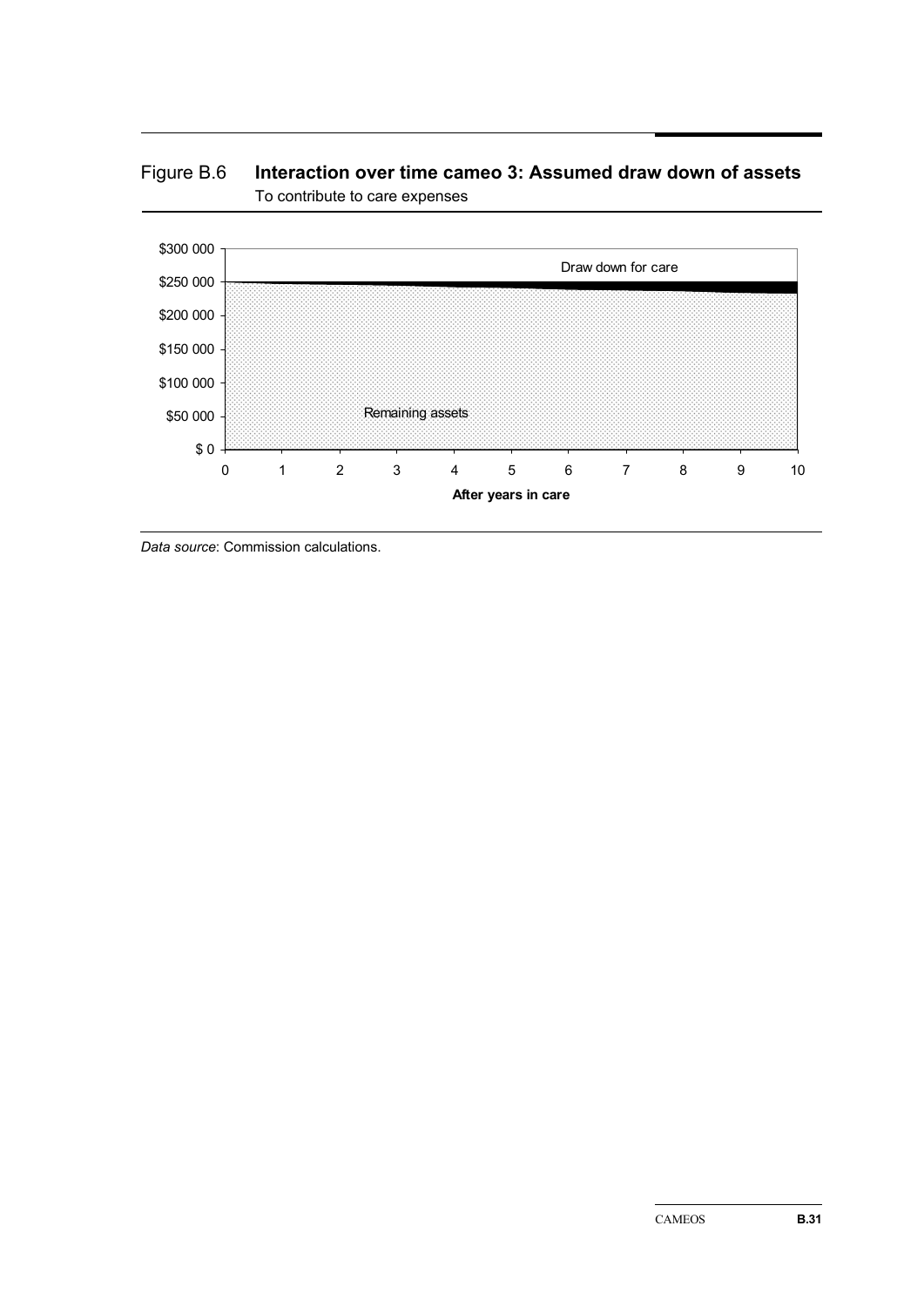Figure B.6 **Interaction over time cameo 3: Assumed draw down of assets**

To contribute to care expenses

$300 000
$250 000
$200 000
$150 000
$100 000
$50 000
$ 0

0 1 2 3 4 5 6 7 8 9 10

**After years in care**

Draw down for care

Remaining assets

*Data source*: Commission calculations.